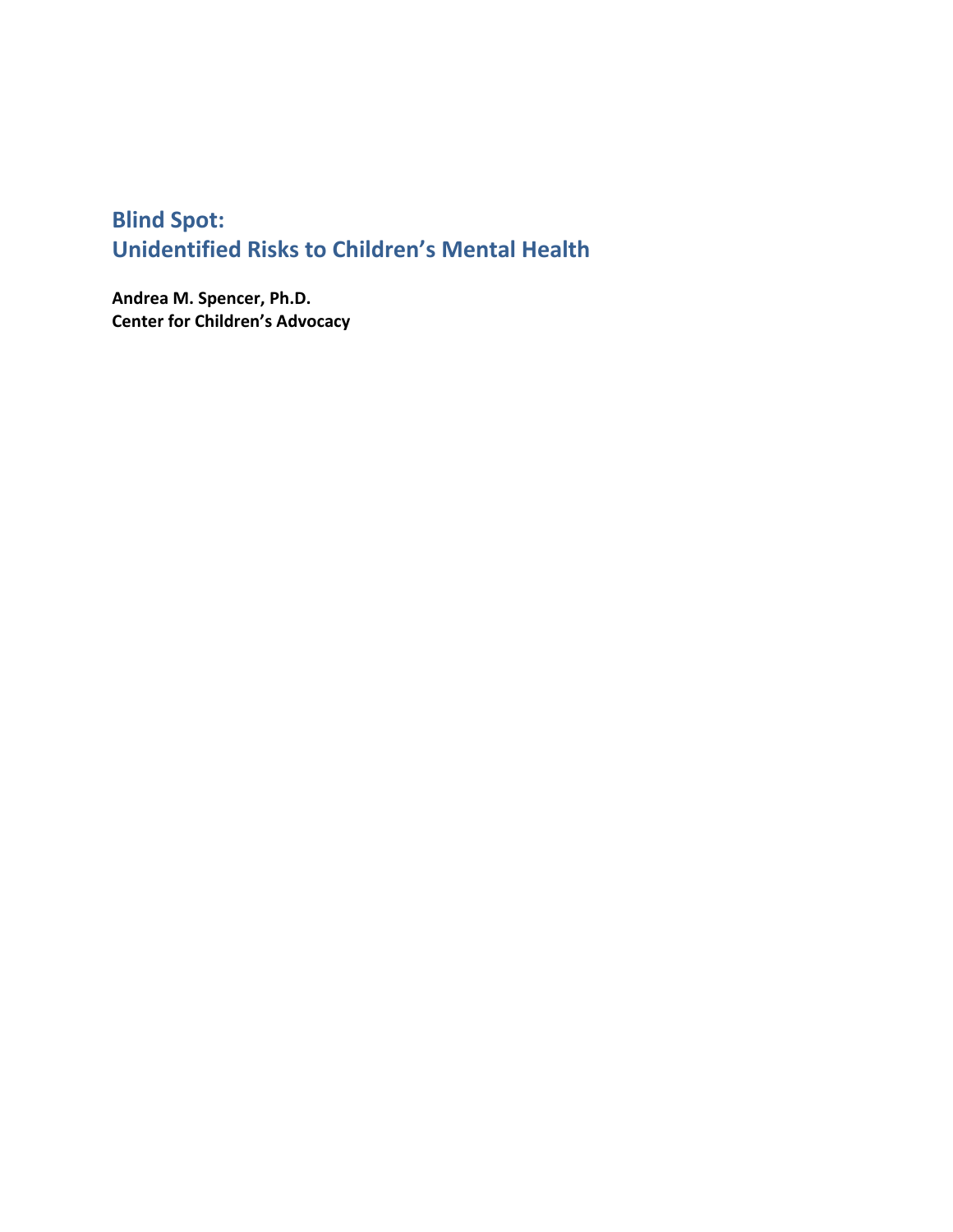# Blind Spot:
# Unidentified Risks to Children's Mental Health

**Andrea M. Spencer, Ph.D.**
**Center for Children's Advocacy**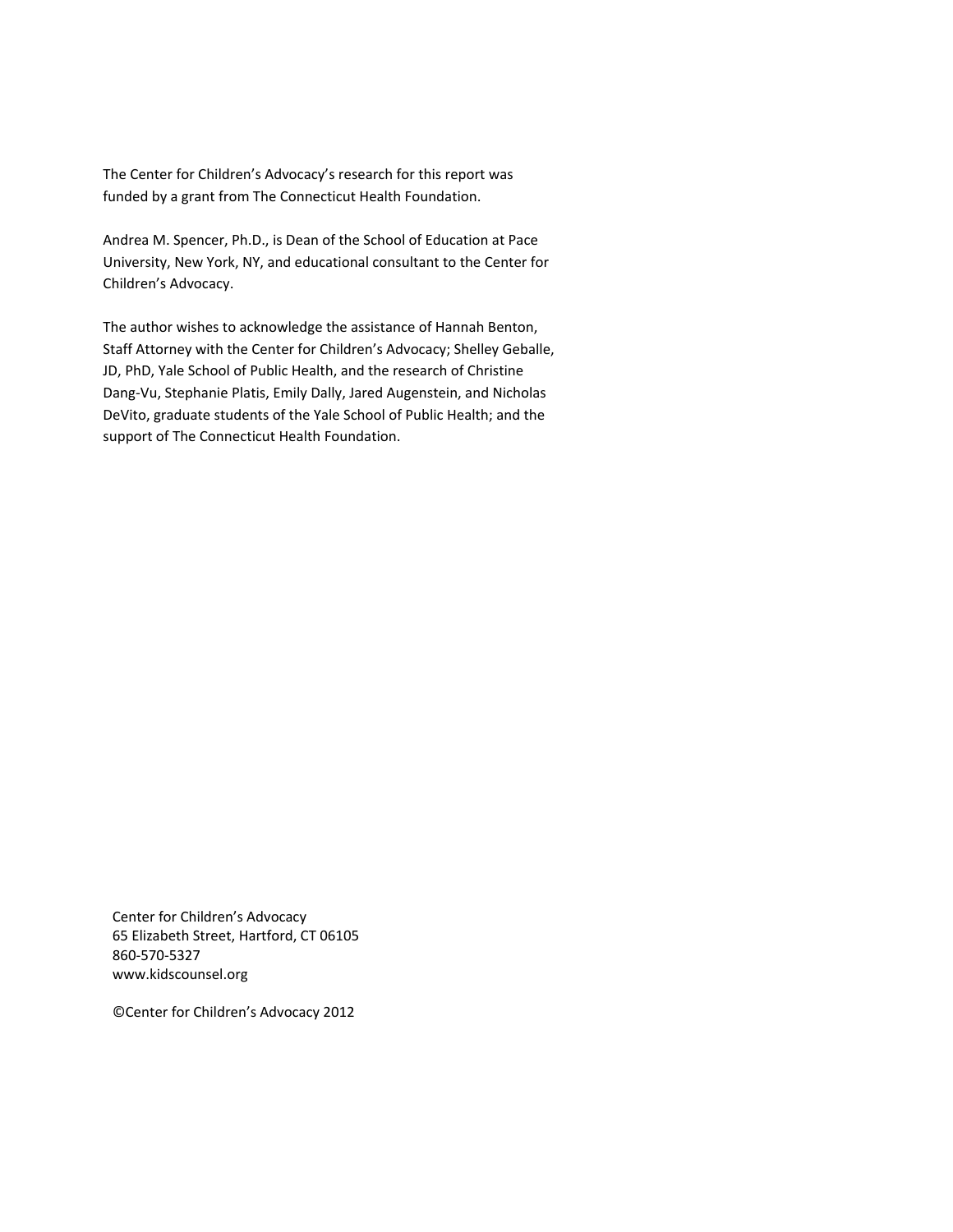The Center for Children's Advocacy's research for this report was funded by a grant from The Connecticut Health Foundation.

Andrea M. Spencer, Ph.D., is Dean of the School of Education at Pace University, New York, NY, and educational consultant to the Center for Children's Advocacy.

The author wishes to acknowledge the assistance of Hannah Benton, Staff Attorney with the Center for Children's Advocacy; Shelley Geballe, JD, PhD, Yale School of Public Health, and the research of Christine Dang-Vu, Stephanie Platis, Emily Dally, Jared Augenstein, and Nicholas DeVito, graduate students of the Yale School of Public Health; and the support of The Connecticut Health Foundation.

Center for Children's Advocacy
65 Elizabeth Street, Hartford, CT 06105
860-570-5327
www.kidscounsel.org

©Center for Children's Advocacy 2012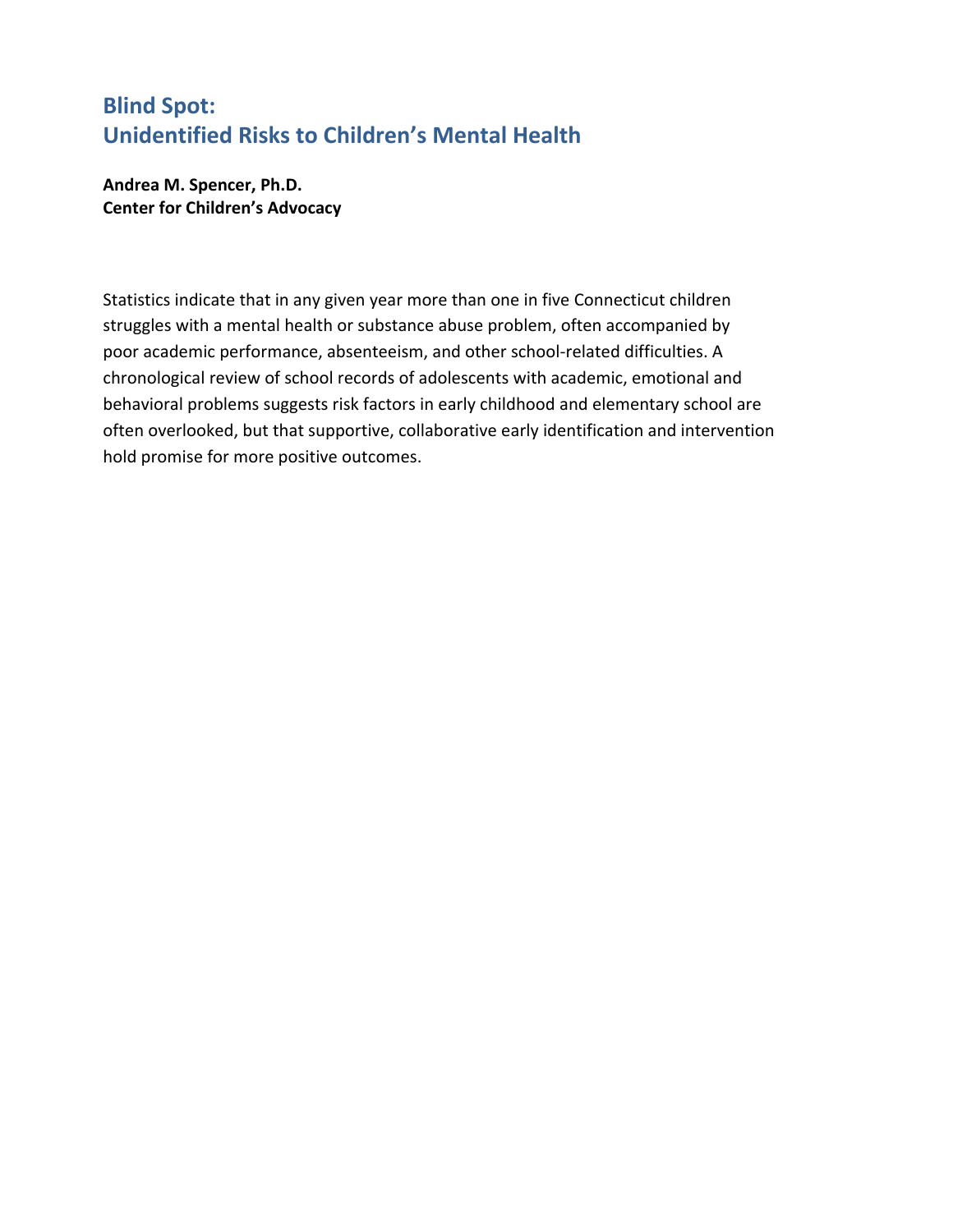# Blind Spot:
# Unidentified Risks to Children's Mental Health

**Andrea M. Spencer, Ph.D.**
**Center for Children's Advocacy**

Statistics indicate that in any given year more than one in five Connecticut children struggles with a mental health or substance abuse problem, often accompanied by poor academic performance, absenteeism, and other school-related difficulties. A chronological review of school records of adolescents with academic, emotional and behavioral problems suggests risk factors in early childhood and elementary school are often overlooked, but that supportive, collaborative early identification and intervention hold promise for more positive outcomes.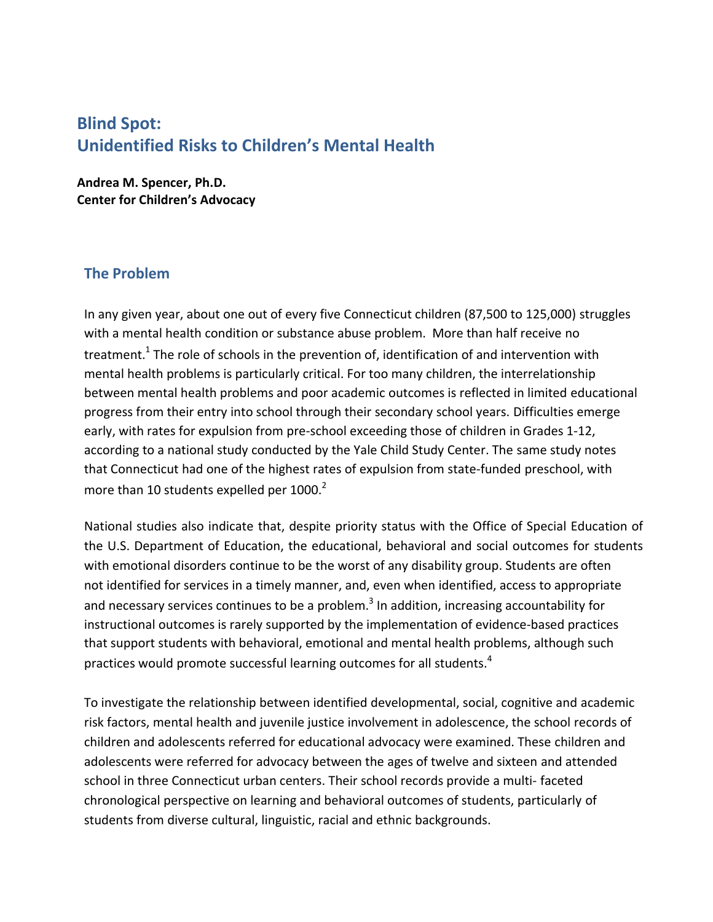# Blind Spot: Unidentified Risks to Children's Mental Health

**Andrea M. Spencer, Ph.D.**
**Center for Children's Advocacy**

## The Problem

In any given year, about one out of every five Connecticut children (87,500 to 125,000) struggles with a mental health condition or substance abuse problem. More than half receive no treatment.[1] The role of schools in the prevention of, identification of and intervention with mental health problems is particularly critical. For too many children, the interrelationship between mental health problems and poor academic outcomes is reflected in limited educational progress from their entry into school through their secondary school years. Difficulties emerge early, with rates for expulsion from pre-school exceeding those of children in Grades 1-12, according to a national study conducted by the Yale Child Study Center. The same study notes that Connecticut had one of the highest rates of expulsion from state-funded preschool, with more than 10 students expelled per 1000.[2]

National studies also indicate that, despite priority status with the Office of Special Education of the U.S. Department of Education, the educational, behavioral and social outcomes for students with emotional disorders continue to be the worst of any disability group. Students are often not identified for services in a timely manner, and, even when identified, access to appropriate and necessary services continues to be a problem.[3] In addition, increasing accountability for instructional outcomes is rarely supported by the implementation of evidence-based practices that support students with behavioral, emotional and mental health problems, although such practices would promote successful learning outcomes for all students.[4]

To investigate the relationship between identified developmental, social, cognitive and academic risk factors, mental health and juvenile justice involvement in adolescence, the school records of children and adolescents referred for educational advocacy were examined. These children and adolescents were referred for advocacy between the ages of twelve and sixteen and attended school in three Connecticut urban centers. Their school records provide a multi- faceted chronological perspective on learning and behavioral outcomes of students, particularly of students from diverse cultural, linguistic, racial and ethnic backgrounds.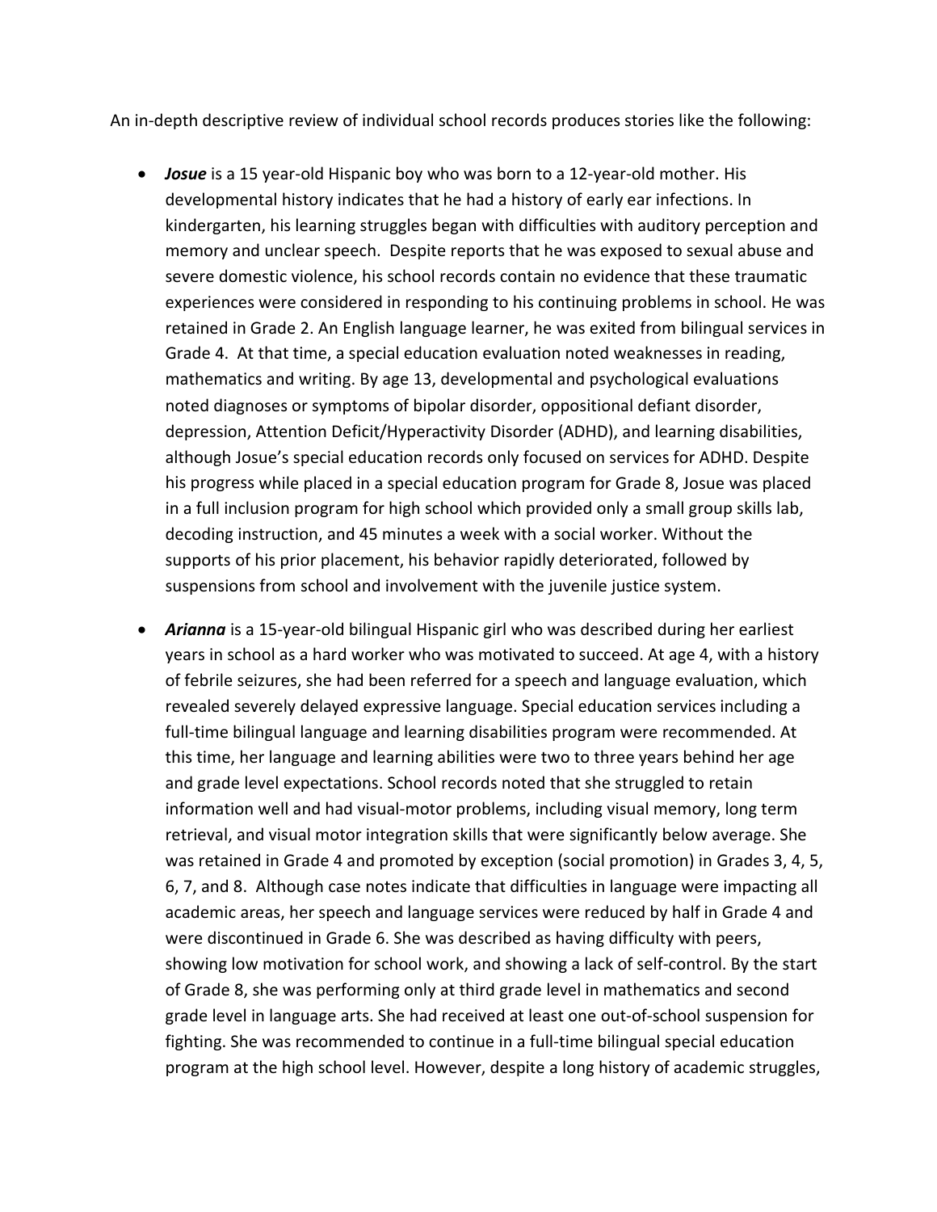An in-depth descriptive review of individual school records produces stories like the following:

- ***Josue*** is a 15 year-old Hispanic boy who was born to a 12-year-old mother. His developmental history indicates that he had a history of early ear infections. In kindergarten, his learning struggles began with difficulties with auditory perception and memory and unclear speech. Despite reports that he was exposed to sexual abuse and severe domestic violence, his school records contain no evidence that these traumatic experiences were considered in responding to his continuing problems in school. He was retained in Grade 2. An English language learner, he was exited from bilingual services in Grade 4. At that time, a special education evaluation noted weaknesses in reading, mathematics and writing. By age 13, developmental and psychological evaluations noted diagnoses or symptoms of bipolar disorder, oppositional defiant disorder, depression, Attention Deficit/Hyperactivity Disorder (ADHD), and learning disabilities, although Josue's special education records only focused on services for ADHD. Despite his progress while placed in a special education program for Grade 8, Josue was placed in a full inclusion program for high school which provided only a small group skills lab, decoding instruction, and 45 minutes a week with a social worker. Without the supports of his prior placement, his behavior rapidly deteriorated, followed by suspensions from school and involvement with the juvenile justice system.

- ***Arianna*** is a 15-year-old bilingual Hispanic girl who was described during her earliest years in school as a hard worker who was motivated to succeed. At age 4, with a history of febrile seizures, she had been referred for a speech and language evaluation, which revealed severely delayed expressive language. Special education services including a full-time bilingual language and learning disabilities program were recommended. At this time, her language and learning abilities were two to three years behind her age and grade level expectations. School records noted that she struggled to retain information well and had visual-motor problems, including visual memory, long term retrieval, and visual motor integration skills that were significantly below average. She was retained in Grade 4 and promoted by exception (social promotion) in Grades 3, 4, 5, 6, 7, and 8. Although case notes indicate that difficulties in language were impacting all academic areas, her speech and language services were reduced by half in Grade 4 and were discontinued in Grade 6. She was described as having difficulty with peers, showing low motivation for school work, and showing a lack of self-control. By the start of Grade 8, she was performing only at third grade level in mathematics and second grade level in language arts. She had received at least one out-of-school suspension for fighting. She was recommended to continue in a full-time bilingual special education program at the high school level. However, despite a long history of academic struggles,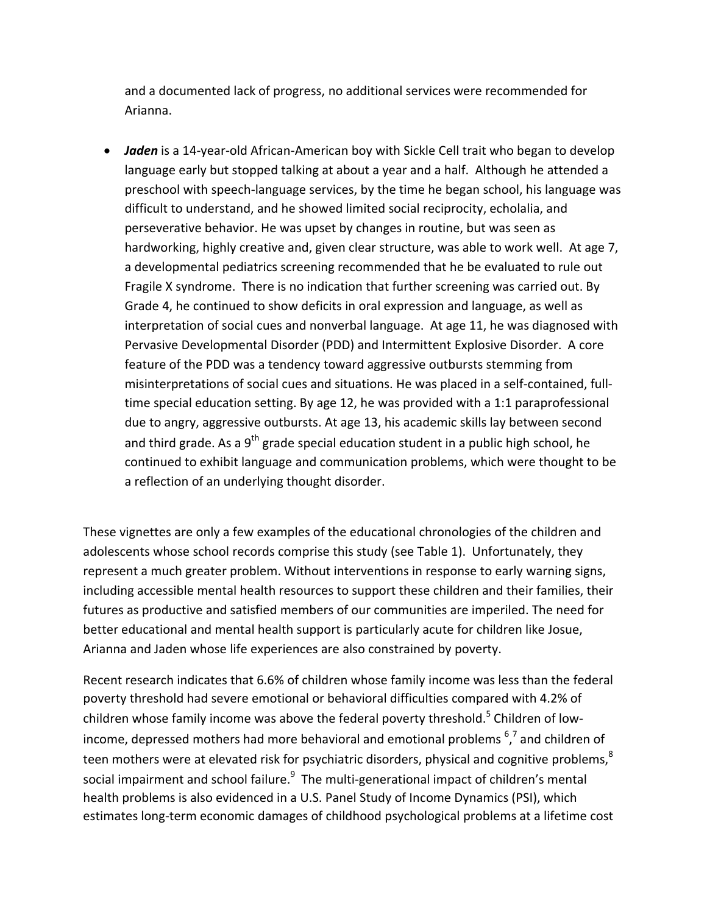and a documented lack of progress, no additional services were recommended for Arianna.

- ***Jaden*** is a 14-year-old African-American boy with Sickle Cell trait who began to develop language early but stopped talking at about a year and a half. Although he attended a preschool with speech-language services, by the time he began school, his language was difficult to understand, and he showed limited social reciprocity, echolalia, and perseverative behavior. He was upset by changes in routine, but was seen as hardworking, highly creative and, given clear structure, was able to work well. At age 7, a developmental pediatrics screening recommended that he be evaluated to rule out Fragile X syndrome. There is no indication that further screening was carried out. By Grade 4, he continued to show deficits in oral expression and language, as well as interpretation of social cues and nonverbal language. At age 11, he was diagnosed with Pervasive Developmental Disorder (PDD) and Intermittent Explosive Disorder. A core feature of the PDD was a tendency toward aggressive outbursts stemming from misinterpretations of social cues and situations. He was placed in a self-contained, full-time special education setting. By age 12, he was provided with a 1:1 paraprofessional due to angry, aggressive outbursts. At age 13, his academic skills lay between second and third grade. As a 9th grade special education student in a public high school, he continued to exhibit language and communication problems, which were thought to be a reflection of an underlying thought disorder.

These vignettes are only a few examples of the educational chronologies of the children and adolescents whose school records comprise this study (see Table 1). Unfortunately, they represent a much greater problem. Without interventions in response to early warning signs, including accessible mental health resources to support these children and their families, their futures as productive and satisfied members of our communities are imperiled. The need for better educational and mental health support is particularly acute for children like Josue, Arianna and Jaden whose life experiences are also constrained by poverty.

Recent research indicates that 6.6% of children whose family income was less than the federal poverty threshold had severe emotional or behavioral difficulties compared with 4.2% of children whose family income was above the federal poverty threshold.[5] Children of low-income, depressed mothers had more behavioral and emotional problems [6,7] and children of teen mothers were at elevated risk for psychiatric disorders, physical and cognitive problems,[8] social impairment and school failure.[9] The multi-generational impact of children's mental health problems is also evidenced in a U.S. Panel Study of Income Dynamics (PSI), which estimates long-term economic damages of childhood psychological problems at a lifetime cost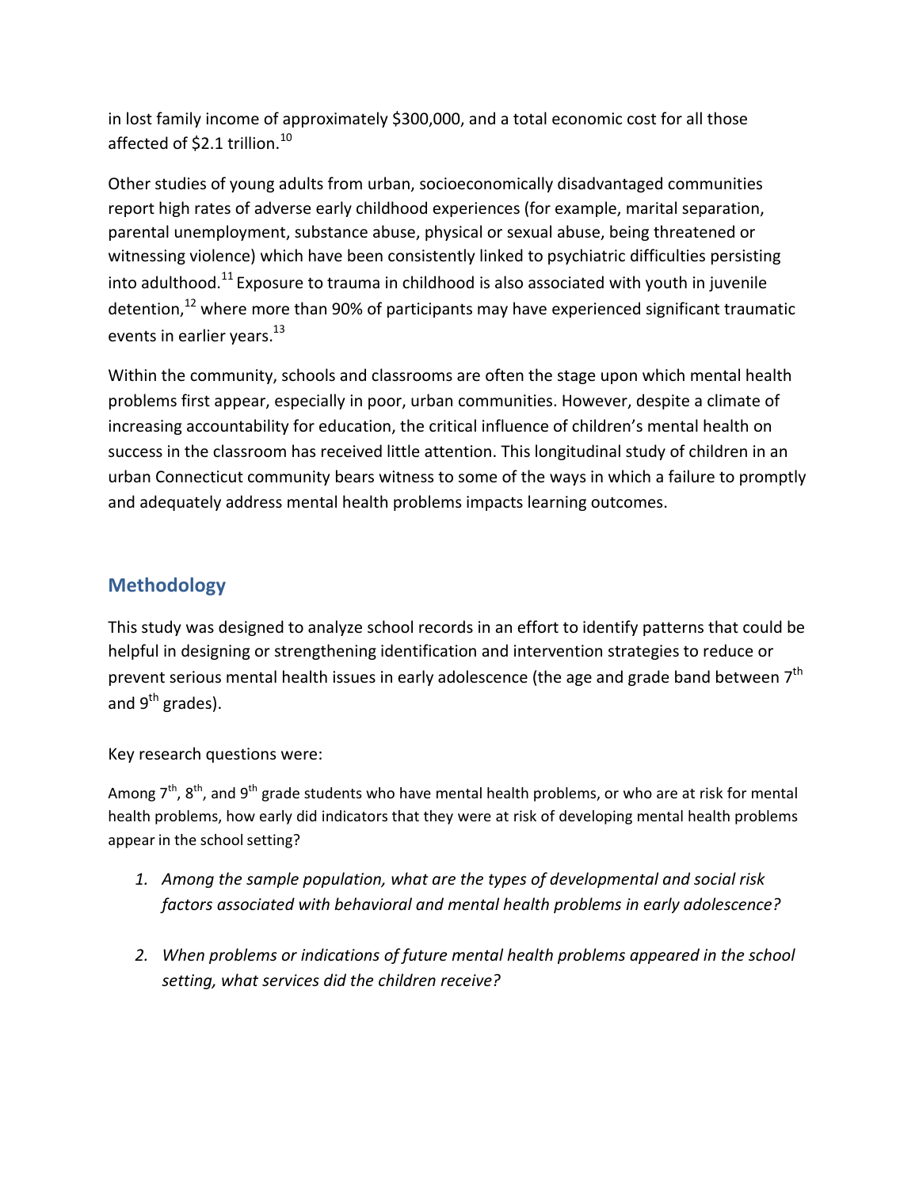in lost family income of approximately $300,000, and a total economic cost for all those affected of $2.1 trillion.[10]

Other studies of young adults from urban, socioeconomically disadvantaged communities report high rates of adverse early childhood experiences (for example, marital separation, parental unemployment, substance abuse, physical or sexual abuse, being threatened or witnessing violence) which have been consistently linked to psychiatric difficulties persisting into adulthood.[11] Exposure to trauma in childhood is also associated with youth in juvenile detention,[12] where more than 90% of participants may have experienced significant traumatic events in earlier years.[13]

Within the community, schools and classrooms are often the stage upon which mental health problems first appear, especially in poor, urban communities. However, despite a climate of increasing accountability for education, the critical influence of children's mental health on success in the classroom has received little attention. This longitudinal study of children in an urban Connecticut community bears witness to some of the ways in which a failure to promptly and adequately address mental health problems impacts learning outcomes.

## Methodology

This study was designed to analyze school records in an effort to identify patterns that could be helpful in designing or strengthening identification and intervention strategies to reduce or prevent serious mental health issues in early adolescence (the age and grade band between 7th and 9th grades).

Key research questions were:

Among 7th, 8th, and 9th grade students who have mental health problems, or who are at risk for mental health problems, how early did indicators that they were at risk of developing mental health problems appear in the school setting?

1. *Among the sample population, what are the types of developmental and social risk factors associated with behavioral and mental health problems in early adolescence?*

2. *When problems or indications of future mental health problems appeared in the school setting, what services did the children receive?*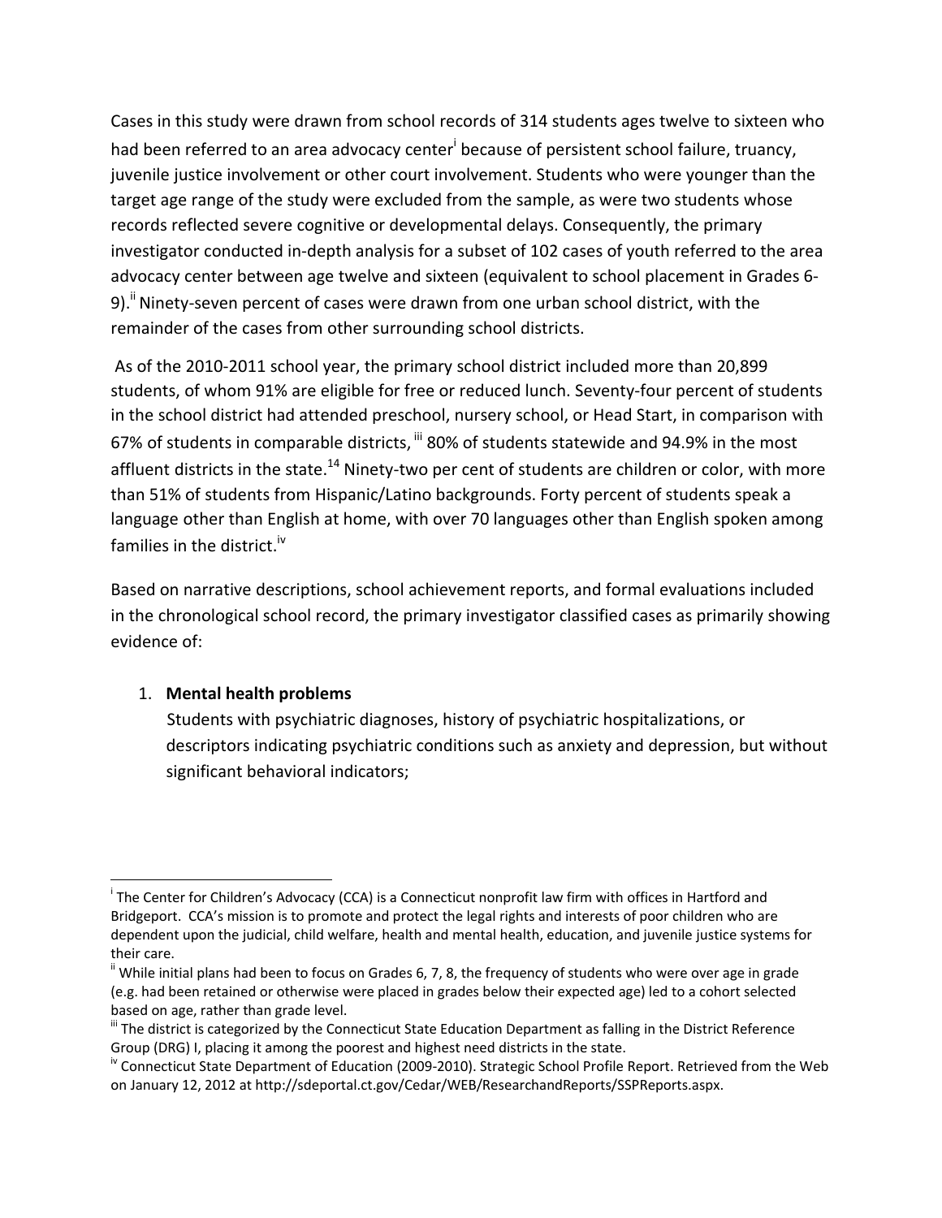Cases in this study were drawn from school records of 314 students ages twelve to sixteen who had been referred to an area advocacy center[i] because of persistent school failure, truancy, juvenile justice involvement or other court involvement. Students who were younger than the target age range of the study were excluded from the sample, as were two students whose records reflected severe cognitive or developmental delays. Consequently, the primary investigator conducted in-depth analysis for a subset of 102 cases of youth referred to the area advocacy center between age twelve and sixteen (equivalent to school placement in Grades 6-9).[ii] Ninety-seven percent of cases were drawn from one urban school district, with the remainder of the cases from other surrounding school districts.

As of the 2010-2011 school year, the primary school district included more than 20,899 students, of whom 91% are eligible for free or reduced lunch. Seventy-four percent of students in the school district had attended preschool, nursery school, or Head Start, in comparison with 67% of students in comparable districts,[iii] 80% of students statewide and 94.9% in the most affluent districts in the state.[14] Ninety-two per cent of students are children or color, with more than 51% of students from Hispanic/Latino backgrounds. Forty percent of students speak a language other than English at home, with over 70 languages other than English spoken among families in the district.[iv]

Based on narrative descriptions, school achievement reports, and formal evaluations included in the chronological school record, the primary investigator classified cases as primarily showing evidence of:

1. **Mental health problems**
   Students with psychiatric diagnoses, history of psychiatric hospitalizations, or descriptors indicating psychiatric conditions such as anxiety and depression, but without significant behavioral indicators;

---

[i] The Center for Children's Advocacy (CCA) is a Connecticut nonprofit law firm with offices in Hartford and Bridgeport. CCA's mission is to promote and protect the legal rights and interests of poor children who are dependent upon the judicial, child welfare, health and mental health, education, and juvenile justice systems for their care.

[ii] While initial plans had been to focus on Grades 6, 7, 8, the frequency of students who were over age in grade (e.g. had been retained or otherwise were placed in grades below their expected age) led to a cohort selected based on age, rather than grade level.

[iii] The district is categorized by the Connecticut State Education Department as falling in the District Reference Group (DRG) I, placing it among the poorest and highest need districts in the state.

[iv] Connecticut State Department of Education (2009-2010). Strategic School Profile Report. Retrieved from the Web on January 12, 2012 at http://sdeportal.ct.gov/Cedar/WEB/ResearchandReports/SSPReports.aspx.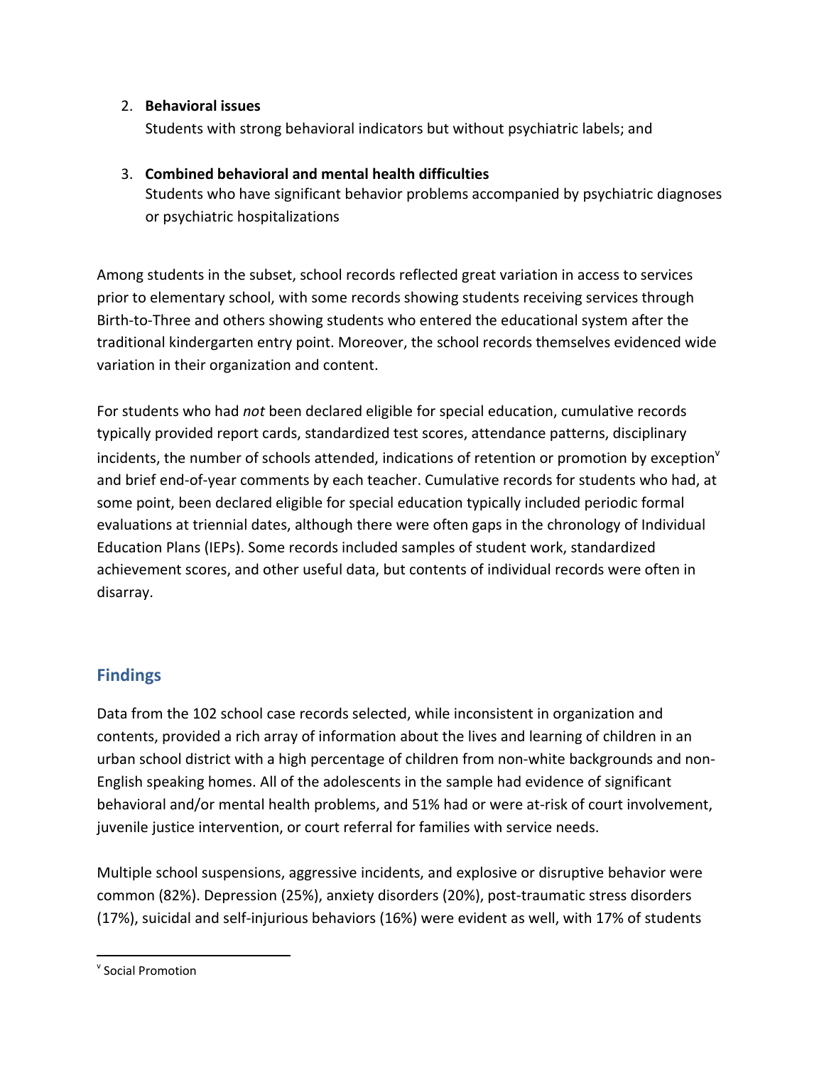2. **Behavioral issues**
   Students with strong behavioral indicators but without psychiatric labels; and

3. **Combined behavioral and mental health difficulties**
   Students who have significant behavior problems accompanied by psychiatric diagnoses or psychiatric hospitalizations

Among students in the subset, school records reflected great variation in access to services prior to elementary school, with some records showing students receiving services through Birth-to-Three and others showing students who entered the educational system after the traditional kindergarten entry point. Moreover, the school records themselves evidenced wide variation in their organization and content.

For students who had *not* been declared eligible for special education, cumulative records typically provided report cards, standardized test scores, attendance patterns, disciplinary incidents, the number of schools attended, indications of retention or promotion by exception[v] and brief end-of-year comments by each teacher. Cumulative records for students who had, at some point, been declared eligible for special education typically included periodic formal evaluations at triennial dates, although there were often gaps in the chronology of Individual Education Plans (IEPs). Some records included samples of student work, standardized achievement scores, and other useful data, but contents of individual records were often in disarray.

## Findings

Data from the 102 school case records selected, while inconsistent in organization and contents, provided a rich array of information about the lives and learning of children in an urban school district with a high percentage of children from non-white backgrounds and non-English speaking homes. All of the adolescents in the sample had evidence of significant behavioral and/or mental health problems, and 51% had or were at-risk of court involvement, juvenile justice intervention, or court referral for families with service needs.

Multiple school suspensions, aggressive incidents, and explosive or disruptive behavior were common (82%). Depression (25%), anxiety disorders (20%), post-traumatic stress disorders (17%), suicidal and self-injurious behaviors (16%) were evident as well, with 17% of students

[v] Social Promotion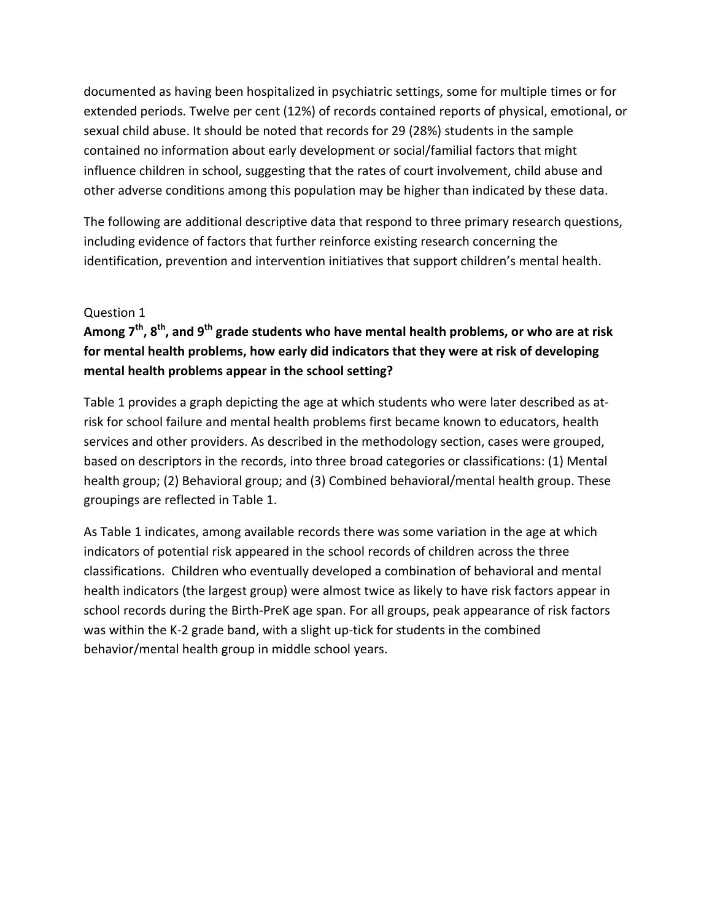documented as having been hospitalized in psychiatric settings, some for multiple times or for extended periods. Twelve per cent (12%) of records contained reports of physical, emotional, or sexual child abuse. It should be noted that records for 29 (28%) students in the sample contained no information about early development or social/familial factors that might influence children in school, suggesting that the rates of court involvement, child abuse and other adverse conditions among this population may be higher than indicated by these data.

The following are additional descriptive data that respond to three primary research questions, including evidence of factors that further reinforce existing research concerning the identification, prevention and intervention initiatives that support children's mental health.

Question 1

**Among 7th, 8th, and 9th grade students who have mental health problems, or who are at risk for mental health problems, how early did indicators that they were at risk of developing mental health problems appear in the school setting?**

Table 1 provides a graph depicting the age at which students who were later described as at-risk for school failure and mental health problems first became known to educators, health services and other providers. As described in the methodology section, cases were grouped, based on descriptors in the records, into three broad categories or classifications: (1) Mental health group; (2) Behavioral group; and (3) Combined behavioral/mental health group. These groupings are reflected in Table 1.

As Table 1 indicates, among available records there was some variation in the age at which indicators of potential risk appeared in the school records of children across the three classifications. Children who eventually developed a combination of behavioral and mental health indicators (the largest group) were almost twice as likely to have risk factors appear in school records during the Birth-PreK age span. For all groups, peak appearance of risk factors was within the K-2 grade band, with a slight up-tick for students in the combined behavior/mental health group in middle school years.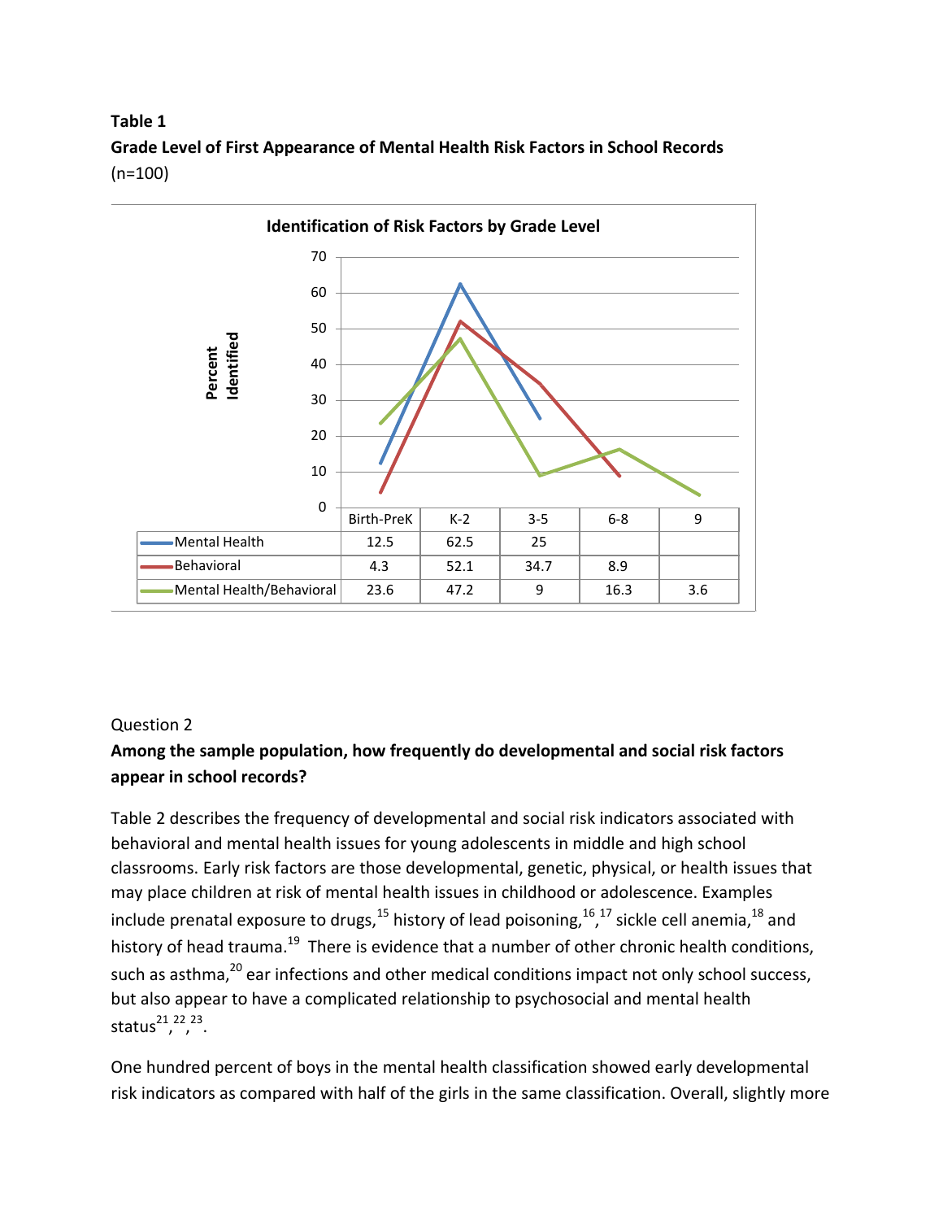**Table 1**

**Grade Level of First Appearance of Mental Health Risk Factors in School Records**

(n=100)

Identification of Risk Factors by Grade Level

Percent Identified

70
60
50
40
30
20
10
0

Birth-PreK K-2 3-5 6-8 9

Mental Health 12.5 62.5 25

Behavioral 4.3 52.1 34.7 8.9

Mental Health/Behavioral 23.6 47.2 9 16.3 3.6

Question 2

**Among the sample population, how frequently do developmental and social risk factors appear in school records?**

Table 2 describes the frequency of developmental and social risk indicators associated with behavioral and mental health issues for young adolescents in middle and high school classrooms. Early risk factors are those developmental, genetic, physical, or health issues that may place children at risk of mental health issues in childhood or adolescence. Examples include prenatal exposure to drugs,[15] history of lead poisoning,[16],[17] sickle cell anemia,[18] and history of head trauma.[19] There is evidence that a number of other chronic health conditions, such as asthma,[20] ear infections and other medical conditions impact not only school success, but also appear to have a complicated relationship to psychosocial and mental health status[21],[22],[23].

One hundred percent of boys in the mental health classification showed early developmental risk indicators as compared with half of the girls in the same classification. Overall, slightly more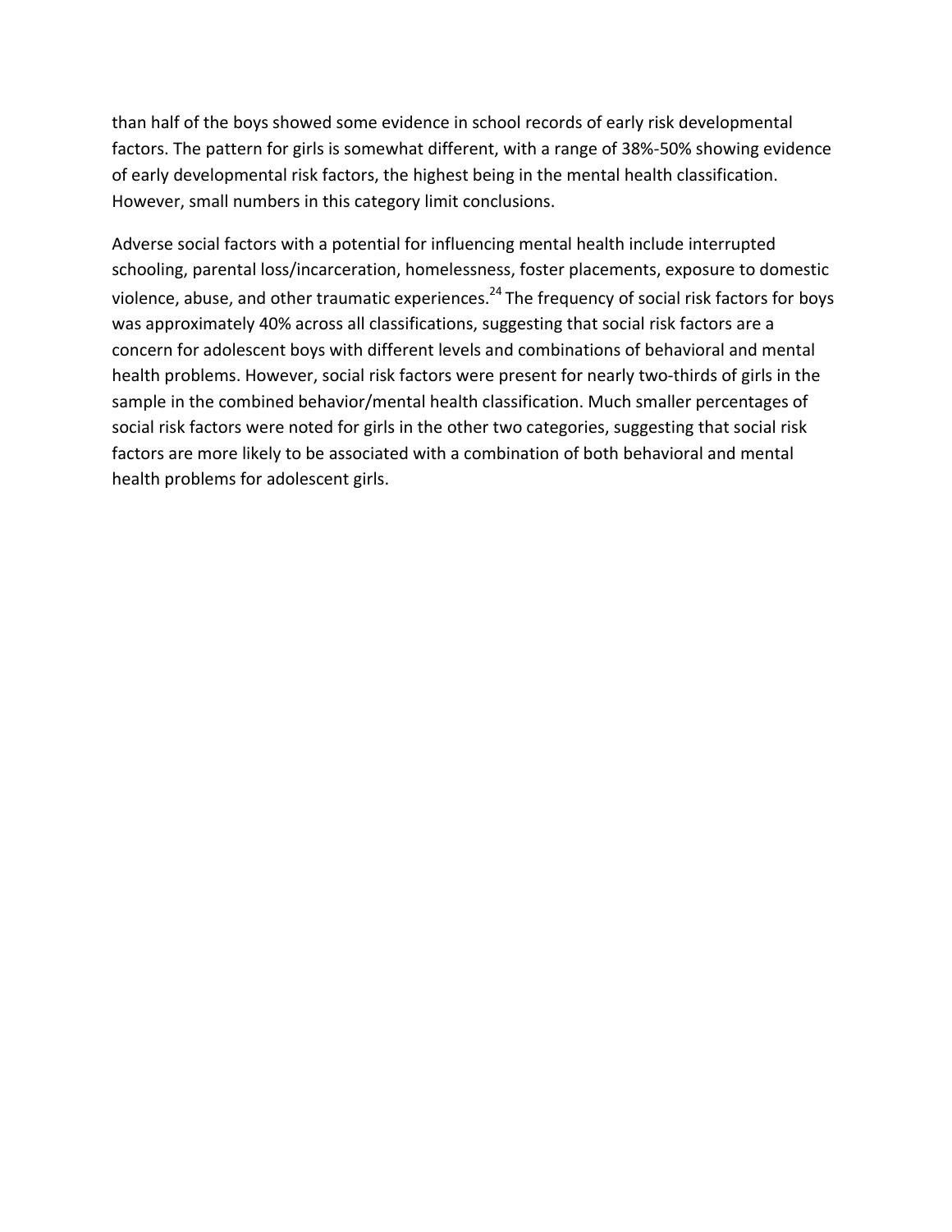than half of the boys showed some evidence in school records of early risk developmental factors. The pattern for girls is somewhat different, with a range of 38%-50% showing evidence of early developmental risk factors, the highest being in the mental health classification. However, small numbers in this category limit conclusions.

Adverse social factors with a potential for influencing mental health include interrupted schooling, parental loss/incarceration, homelessness, foster placements, exposure to domestic violence, abuse, and other traumatic experiences.[24] The frequency of social risk factors for boys was approximately 40% across all classifications, suggesting that social risk factors are a concern for adolescent boys with different levels and combinations of behavioral and mental health problems. However, social risk factors were present for nearly two-thirds of girls in the sample in the combined behavior/mental health classification. Much smaller percentages of social risk factors were noted for girls in the other two categories, suggesting that social risk factors are more likely to be associated with a combination of both behavioral and mental health problems for adolescent girls.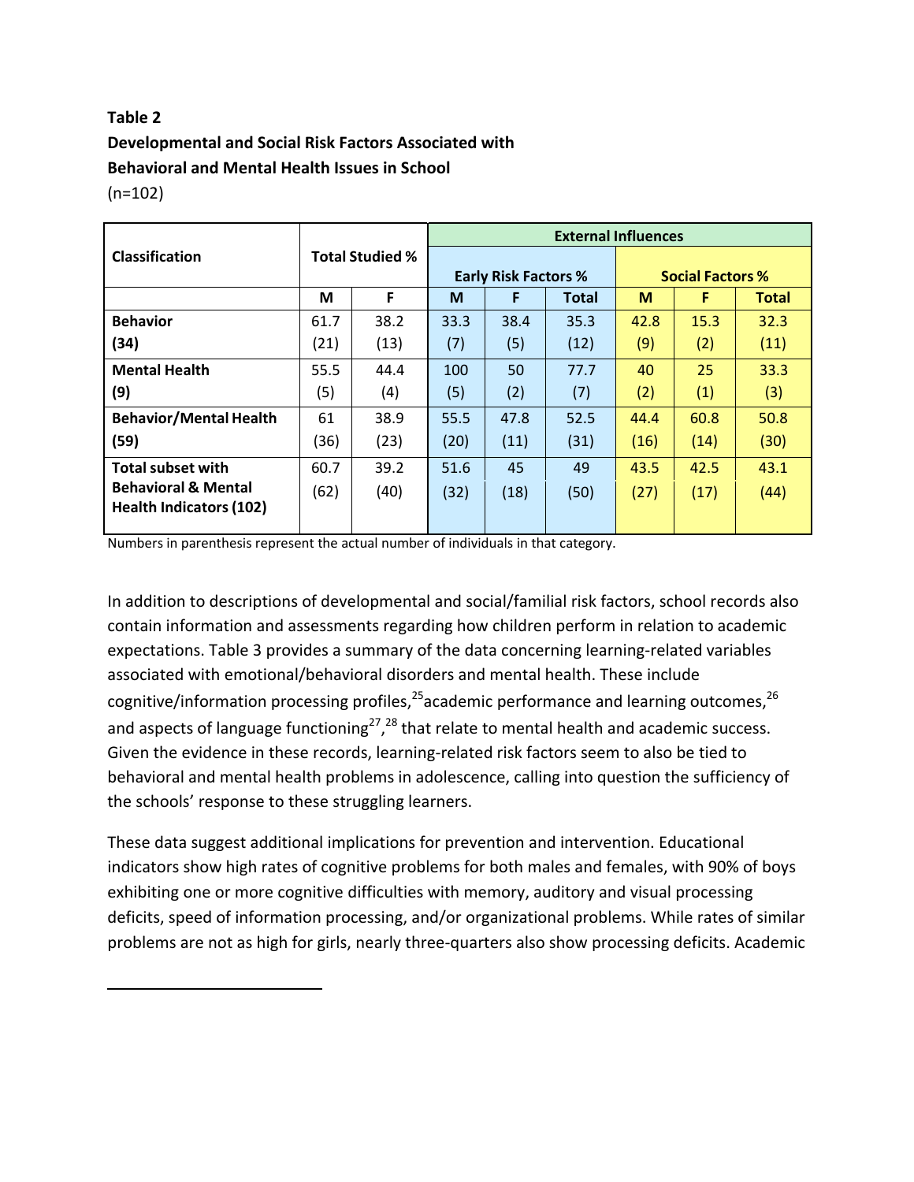**Table 2**

**Developmental and Social Risk Factors Associated with Behavioral and Mental Health Issues in School**

(n=102)

| Classification | Total Studied % | | External Influences | | | | | |
|---|---|---|---|---|---|---|---|---|
| | | | Early Risk Factors % | | | Social Factors % | | |
| | M | F | M | F | Total | M | F | Total |
| **Behavior (34)** | 61.7 (21) | 38.2 (13) | 33.3 (7) | 38.4 (5) | 35.3 (12) | 42.8 (9) | 15.3 (2) | 32.3 (11) |
| **Mental Health (9)** | 55.5 (5) | 44.4 (4) | 100 (5) | 50 (2) | 77.7 (7) | 40 (2) | 25 (1) | 33.3 (3) |
| **Behavior/Mental Health (59)** | 61 (36) | 38.9 (23) | 55.5 (20) | 47.8 (11) | 52.5 (31) | 44.4 (16) | 60.8 (14) | 50.8 (30) |
| **Total subset with Behavioral & Mental Health Indicators (102)** | 60.7 (62) | 39.2 (40) | 51.6 (32) | 45 (18) | 49 (50) | 43.5 (27) | 42.5 (17) | 43.1 (44) |

Numbers in parenthesis represent the actual number of individuals in that category.

In addition to descriptions of developmental and social/familial risk factors, school records also contain information and assessments regarding how children perform in relation to academic expectations. Table 3 provides a summary of the data concerning learning-related variables associated with emotional/behavioral disorders and mental health. These include cognitive/information processing profiles,[25] academic performance and learning outcomes,[26] and aspects of language functioning[27],[28] that relate to mental health and academic success. Given the evidence in these records, learning-related risk factors seem to also be tied to behavioral and mental health problems in adolescence, calling into question the sufficiency of the schools' response to these struggling learners.

These data suggest additional implications for prevention and intervention. Educational indicators show high rates of cognitive problems for both males and females, with 90% of boys exhibiting one or more cognitive difficulties with memory, auditory and visual processing deficits, speed of information processing, and/or organizational problems. While rates of similar problems are not as high for girls, nearly three-quarters also show processing deficits. Academic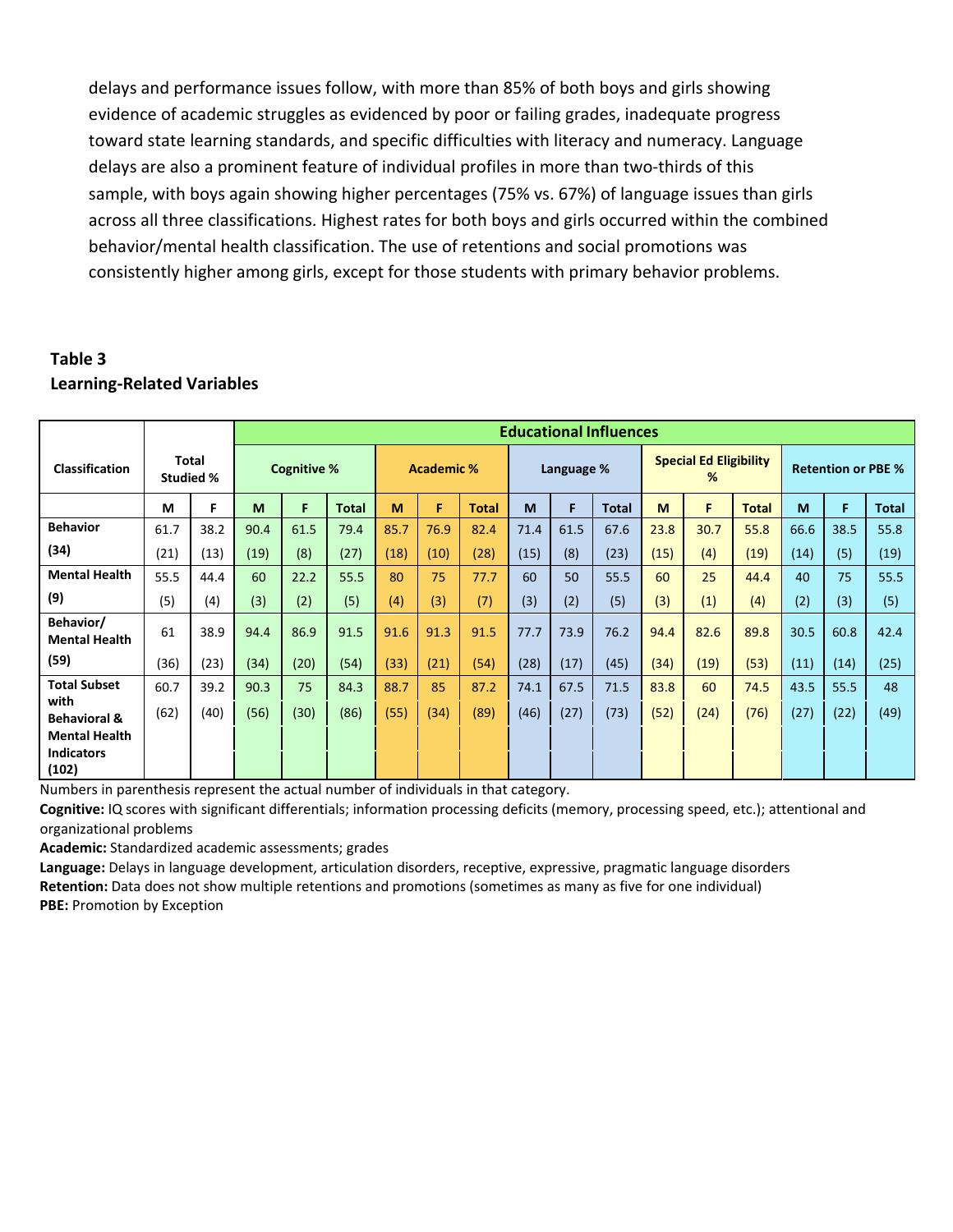delays and performance issues follow, with more than 85% of both boys and girls showing evidence of academic struggles as evidenced by poor or failing grades, inadequate progress toward state learning standards, and specific difficulties with literacy and numeracy. Language delays are also a prominent feature of individual profiles in more than two-thirds of this sample, with boys again showing higher percentages (75% vs. 67%) of language issues than girls across all three classifications. Highest rates for both boys and girls occurred within the combined behavior/mental health classification. The use of retentions and social promotions was consistently higher among girls, except for those students with primary behavior problems.

**Table 3**
**Learning-Related Variables**

| | | | Educational Influences | | | | | | | | | | | | | | |
|---|---|---|---|---|---|---|---|---|---|---|---|---|---|---|---|---|---|
| **Classification** | **Total Studied %** | | **Cognitive %** | | | **Academic %** | | | **Language %** | | | **Special Ed Eligibility %** | | | **Retention or PBE %** | | |
| | **M** | **F** | **M** | **F** | **Total** | **M** | **F** | **Total** | **M** | **F** | **Total** | **M** | **F** | **Total** | **M** | **F** | **Total** |
| **Behavior** | 61.7 | 38.2 | 90.4 | 61.5 | 79.4 | 85.7 | 76.9 | 82.4 | 71.4 | 61.5 | 67.6 | 23.8 | 30.7 | 55.8 | 66.6 | 38.5 | 55.8 |
| **(34)** | (21) | (13) | (19) | (8) | (27) | (18) | (10) | (28) | (15) | (8) | (23) | (15) | (4) | (19) | (14) | (5) | (19) |
| **Mental Health** | 55.5 | 44.4 | 60 | 22.2 | 55.5 | 80 | 75 | 77.7 | 60 | 50 | 55.5 | 60 | 25 | 44.4 | 40 | 75 | 55.5 |
| **(9)** | (5) | (4) | (3) | (2) | (5) | (4) | (3) | (7) | (3) | (2) | (5) | (3) | (1) | (4) | (2) | (3) | (5) |
| **Behavior/ Mental Health** | 61 | 38.9 | 94.4 | 86.9 | 91.5 | 91.6 | 91.3 | 91.5 | 77.7 | 73.9 | 76.2 | 94.4 | 82.6 | 89.8 | 30.5 | 60.8 | 42.4 |
| **(59)** | (36) | (23) | (34) | (20) | (54) | (33) | (21) | (54) | (28) | (17) | (45) | (34) | (19) | (53) | (11) | (14) | (25) |
| **Total Subset with** | 60.7 | 39.2 | 90.3 | 75 | 84.3 | 88.7 | 85 | 87.2 | 74.1 | 67.5 | 71.5 | 83.8 | 60 | 74.5 | 43.5 | 55.5 | 48 |
| **Behavioral & Mental Health Indicators (102)** | (62) | (40) | (56) | (30) | (86) | (55) | (34) | (89) | (46) | (27) | (73) | (52) | (24) | (76) | (27) | (22) | (49) |

Numbers in parenthesis represent the actual number of individuals in that category.

**Cognitive:** IQ scores with significant differentials; information processing deficits (memory, processing speed, etc.); attentional and organizational problems

**Academic:** Standardized academic assessments; grades

**Language:** Delays in language development, articulation disorders, receptive, expressive, pragmatic language disorders

**Retention:** Data does not show multiple retentions and promotions (sometimes as many as five for one individual)

**PBE:** Promotion by Exception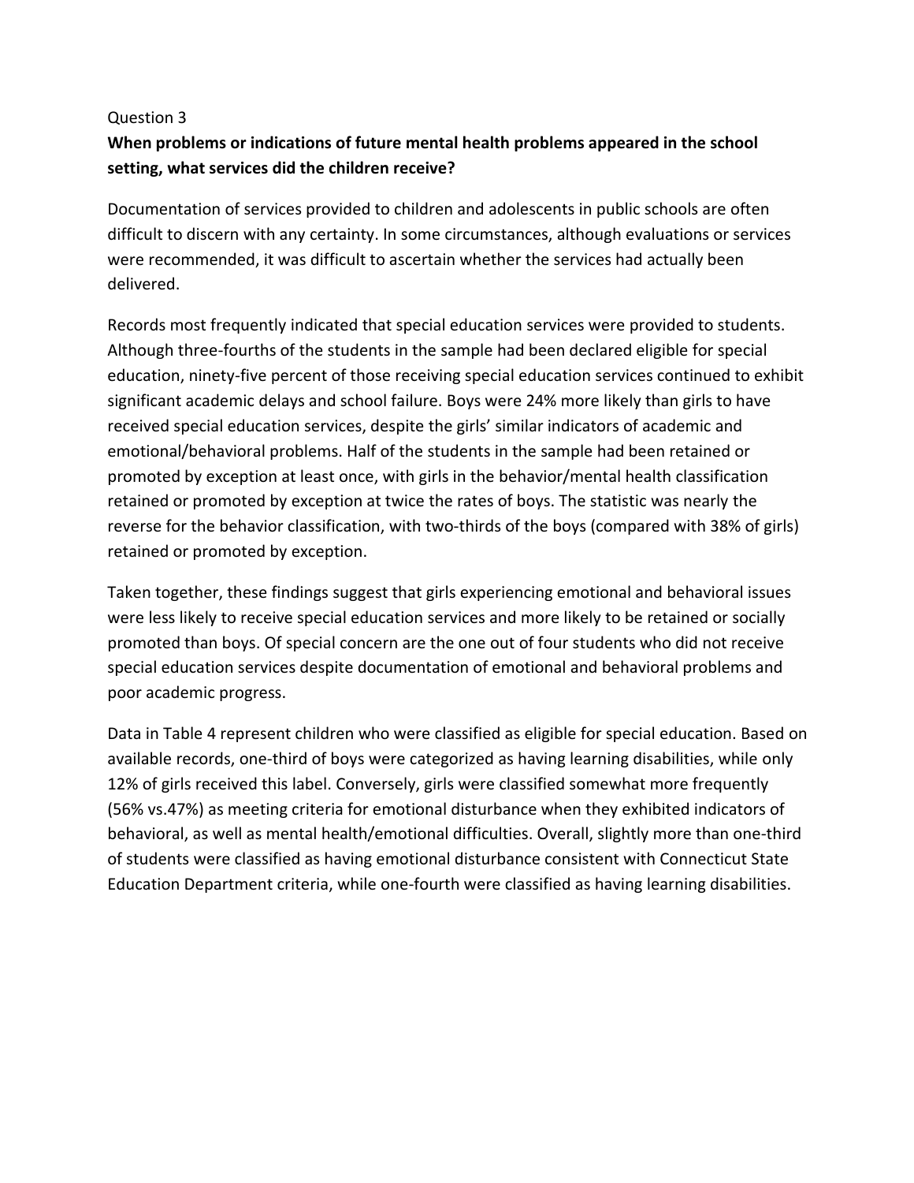Question 3

**When problems or indications of future mental health problems appeared in the school setting, what services did the children receive?**

Documentation of services provided to children and adolescents in public schools are often difficult to discern with any certainty. In some circumstances, although evaluations or services were recommended, it was difficult to ascertain whether the services had actually been delivered.

Records most frequently indicated that special education services were provided to students. Although three-fourths of the students in the sample had been declared eligible for special education, ninety-five percent of those receiving special education services continued to exhibit significant academic delays and school failure. Boys were 24% more likely than girls to have received special education services, despite the girls' similar indicators of academic and emotional/behavioral problems. Half of the students in the sample had been retained or promoted by exception at least once, with girls in the behavior/mental health classification retained or promoted by exception at twice the rates of boys. The statistic was nearly the reverse for the behavior classification, with two-thirds of the boys (compared with 38% of girls) retained or promoted by exception.

Taken together, these findings suggest that girls experiencing emotional and behavioral issues were less likely to receive special education services and more likely to be retained or socially promoted than boys. Of special concern are the one out of four students who did not receive special education services despite documentation of emotional and behavioral problems and poor academic progress.

Data in Table 4 represent children who were classified as eligible for special education. Based on available records, one-third of boys were categorized as having learning disabilities, while only 12% of girls received this label. Conversely, girls were classified somewhat more frequently (56% vs.47%) as meeting criteria for emotional disturbance when they exhibited indicators of behavioral, as well as mental health/emotional difficulties. Overall, slightly more than one-third of students were classified as having emotional disturbance consistent with Connecticut State Education Department criteria, while one-fourth were classified as having learning disabilities.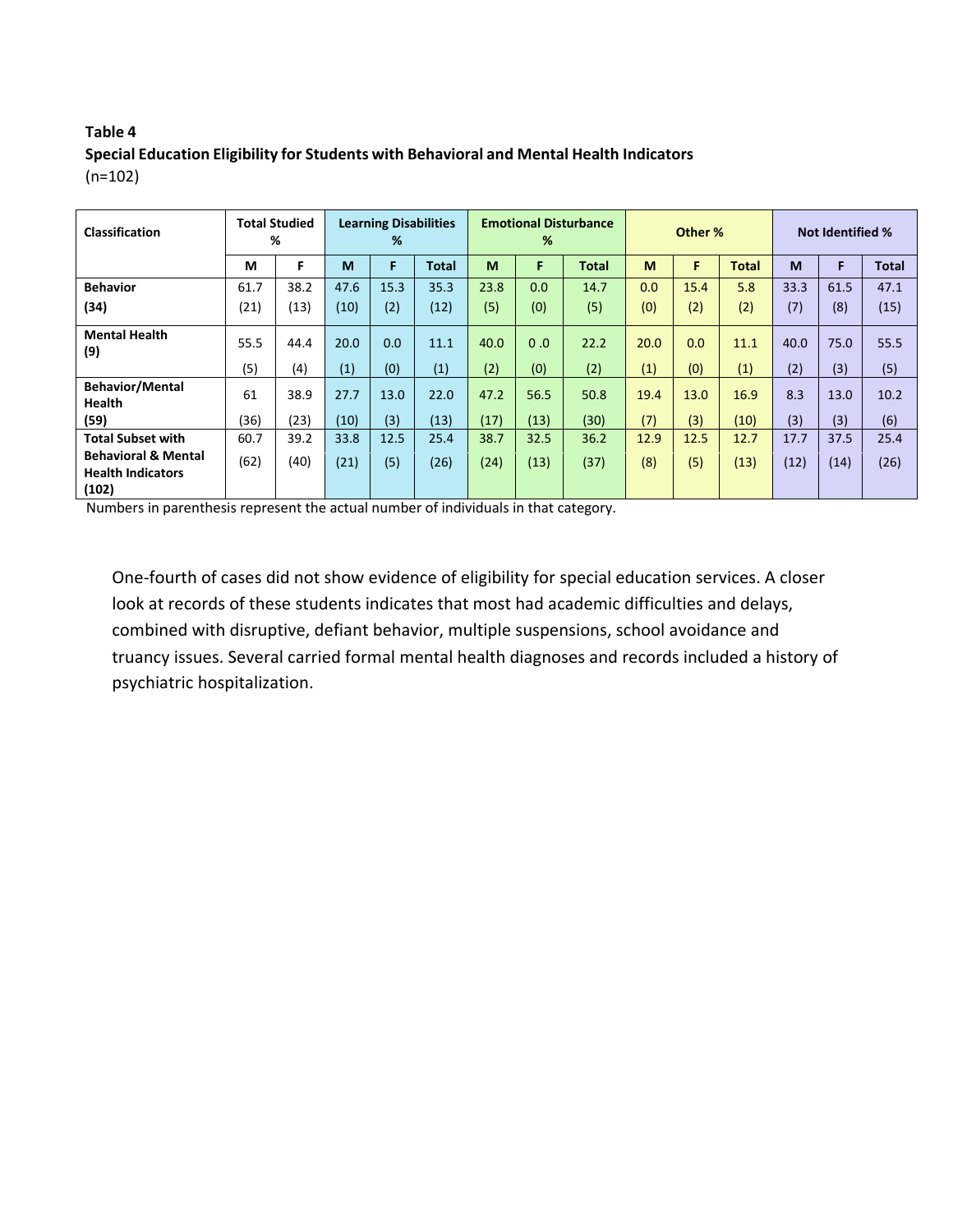**Table 4**
**Special Education Eligibility for Students with Behavioral and Mental Health Indicators**
(n=102)

| Classification | Total Studied % | | Learning Disabilities % | | | Emotional Disturbance % | | | Other % | | | Not Identified % | | |
|---|---|---|---|---|---|---|---|---|---|---|---|---|---|---|
| | **M** | **F** | **M** | **F** | **Total** | **M** | **F** | **Total** | **M** | **F** | **Total** | **M** | **F** | **Total** |
| **Behavior (34)** | 61.7 (21) | 38.2 (13) | 47.6 (10) | 15.3 (2) | 35.3 (12) | 23.8 (5) | 0.0 (0) | 14.7 (5) | 0.0 (0) | 15.4 (2) | 5.8 (2) | 33.3 (7) | 61.5 (8) | 47.1 (15) |
| **Mental Health (9)** | 55.5 (5) | 44.4 (4) | 20.0 (1) | 0.0 (0) | 11.1 (1) | 40.0 (2) | 0 .0 (0) | 22.2 (2) | 20.0 (1) | 0.0 (0) | 11.1 (1) | 40.0 (2) | 75.0 (3) | 55.5 (5) |
| **Behavior/Mental Health (59)** | 61 (36) | 38.9 (23) | 27.7 (10) | 13.0 (3) | 22.0 (13) | 47.2 (17) | 56.5 (13) | 50.8 (30) | 19.4 (7) | 13.0 (3) | 16.9 (10) | 8.3 (3) | 13.0 (3) | 10.2 (6) |
| **Total Subset with Behavioral & Mental Health Indicators (102)** | 60.7 (62) | 39.2 (40) | 33.8 (21) | 12.5 (5) | 25.4 (26) | 38.7 (24) | 32.5 (13) | 36.2 (37) | 12.9 (8) | 12.5 (5) | 12.7 (13) | 17.7 (12) | 37.5 (14) | 25.4 (26) |

Numbers in parenthesis represent the actual number of individuals in that category.

One-fourth of cases did not show evidence of eligibility for special education services. A closer look at records of these students indicates that most had academic difficulties and delays, combined with disruptive, defiant behavior, multiple suspensions, school avoidance and truancy issues. Several carried formal mental health diagnoses and records included a history of psychiatric hospitalization.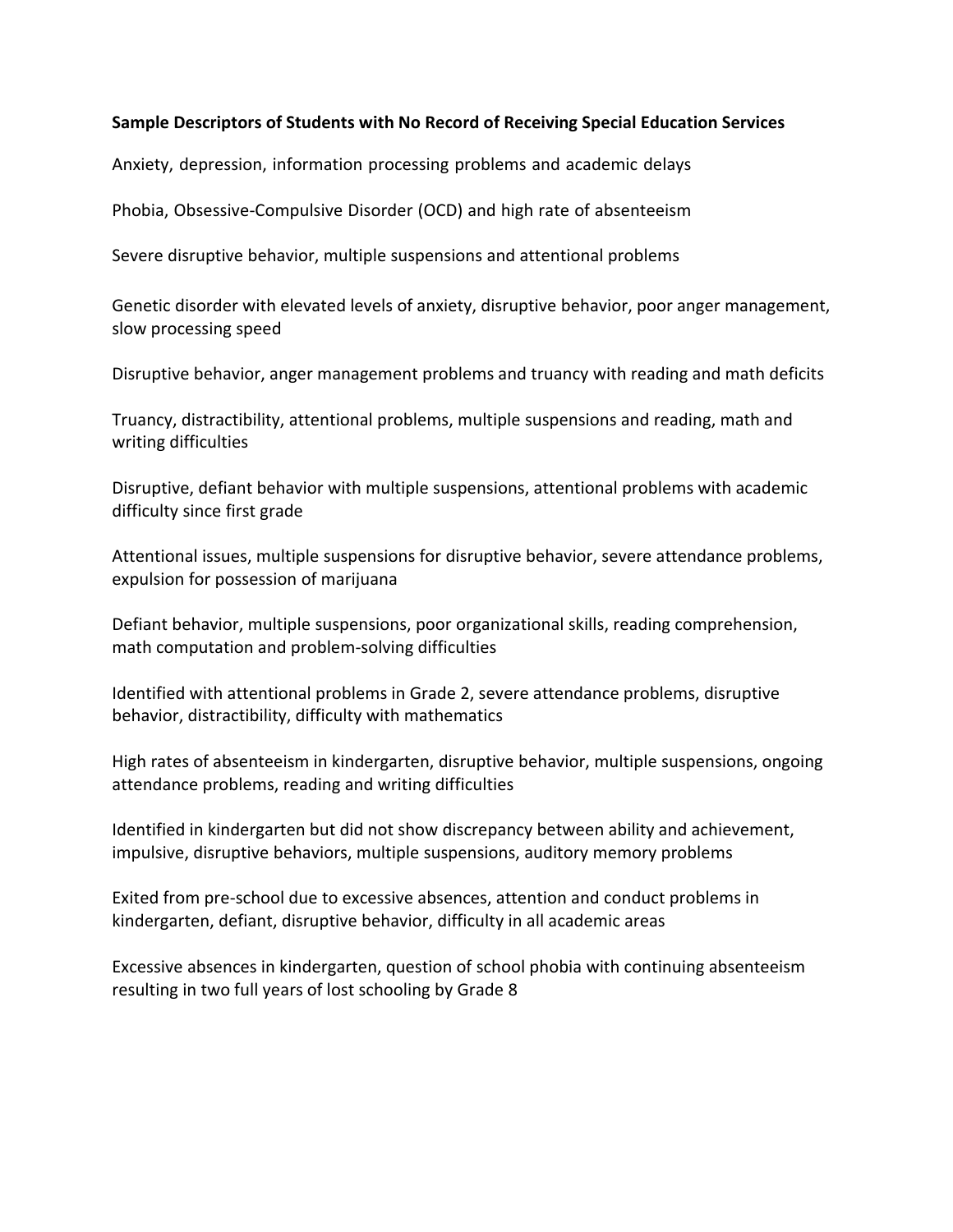**Sample Descriptors of Students with No Record of Receiving Special Education Services**

Anxiety, depression, information processing problems and academic delays

Phobia, Obsessive-Compulsive Disorder (OCD) and high rate of absenteeism

Severe disruptive behavior, multiple suspensions and attentional problems

Genetic disorder with elevated levels of anxiety, disruptive behavior, poor anger management, slow processing speed

Disruptive behavior, anger management problems and truancy with reading and math deficits

Truancy, distractibility, attentional problems, multiple suspensions and reading, math and writing difficulties

Disruptive, defiant behavior with multiple suspensions, attentional problems with academic difficulty since first grade

Attentional issues, multiple suspensions for disruptive behavior, severe attendance problems, expulsion for possession of marijuana

Defiant behavior, multiple suspensions, poor organizational skills, reading comprehension, math computation and problem-solving difficulties

Identified with attentional problems in Grade 2, severe attendance problems, disruptive behavior, distractibility, difficulty with mathematics

High rates of absenteeism in kindergarten, disruptive behavior, multiple suspensions, ongoing attendance problems, reading and writing difficulties

Identified in kindergarten but did not show discrepancy between ability and achievement, impulsive, disruptive behaviors, multiple suspensions, auditory memory problems

Exited from pre-school due to excessive absences, attention and conduct problems in kindergarten, defiant, disruptive behavior, difficulty in all academic areas

Excessive absences in kindergarten, question of school phobia with continuing absenteeism resulting in two full years of lost schooling by Grade 8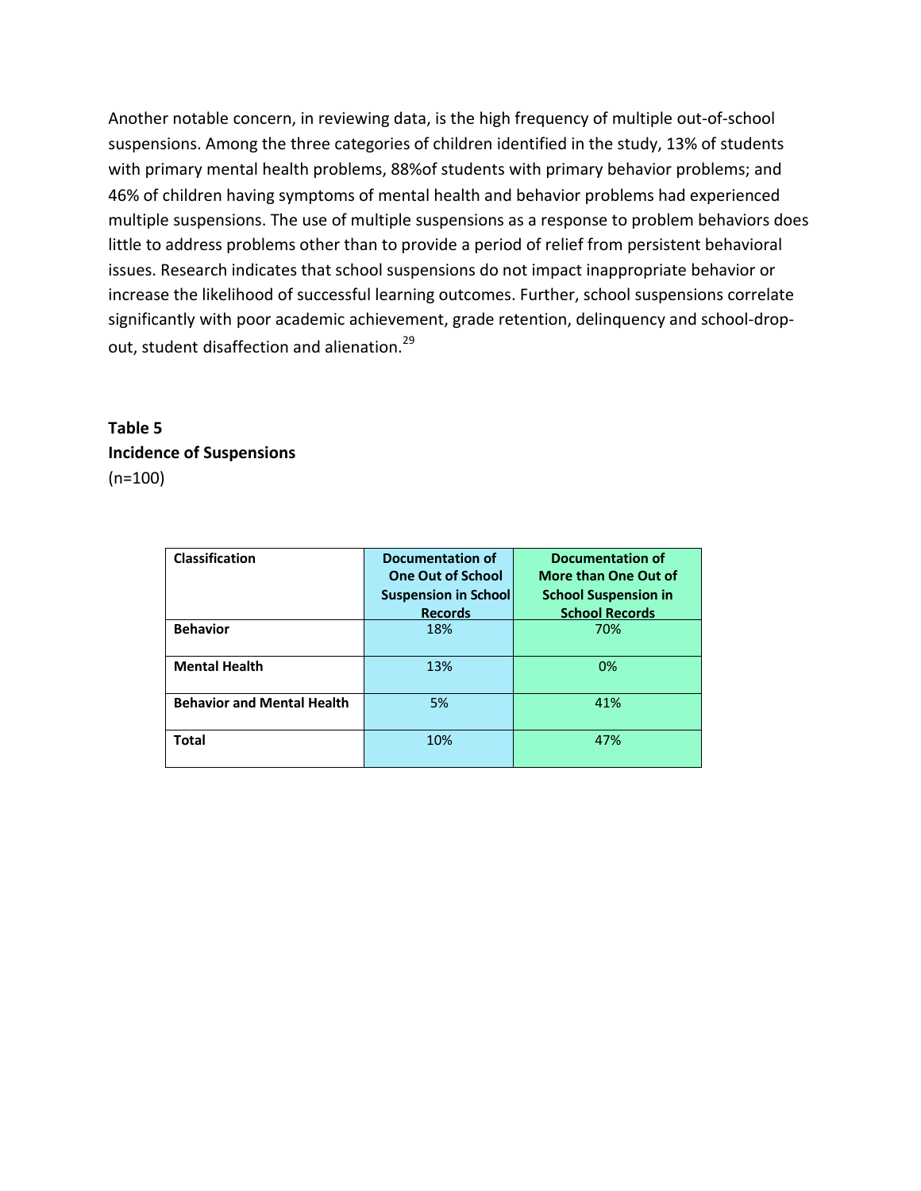Another notable concern, in reviewing data, is the high frequency of multiple out-of-school suspensions. Among the three categories of children identified in the study, 13% of students with primary mental health problems, 88%of students with primary behavior problems; and 46% of children having symptoms of mental health and behavior problems had experienced multiple suspensions. The use of multiple suspensions as a response to problem behaviors does little to address problems other than to provide a period of relief from persistent behavioral issues. Research indicates that school suspensions do not impact inappropriate behavior or increase the likelihood of successful learning outcomes. Further, school suspensions correlate significantly with poor academic achievement, grade retention, delinquency and school-drop-out, student disaffection and alienation.[29]

**Table 5**
**Incidence of Suspensions**
(n=100)

| Classification | Documentation of One Out of School Suspension in School Records | Documentation of More than One Out of School Suspension in School Records |
|---|---|---|
| **Behavior** | 18% | 70% |
| **Mental Health** | 13% | 0% |
| **Behavior and Mental Health** | 5% | 41% |
| **Total** | 10% | 47% |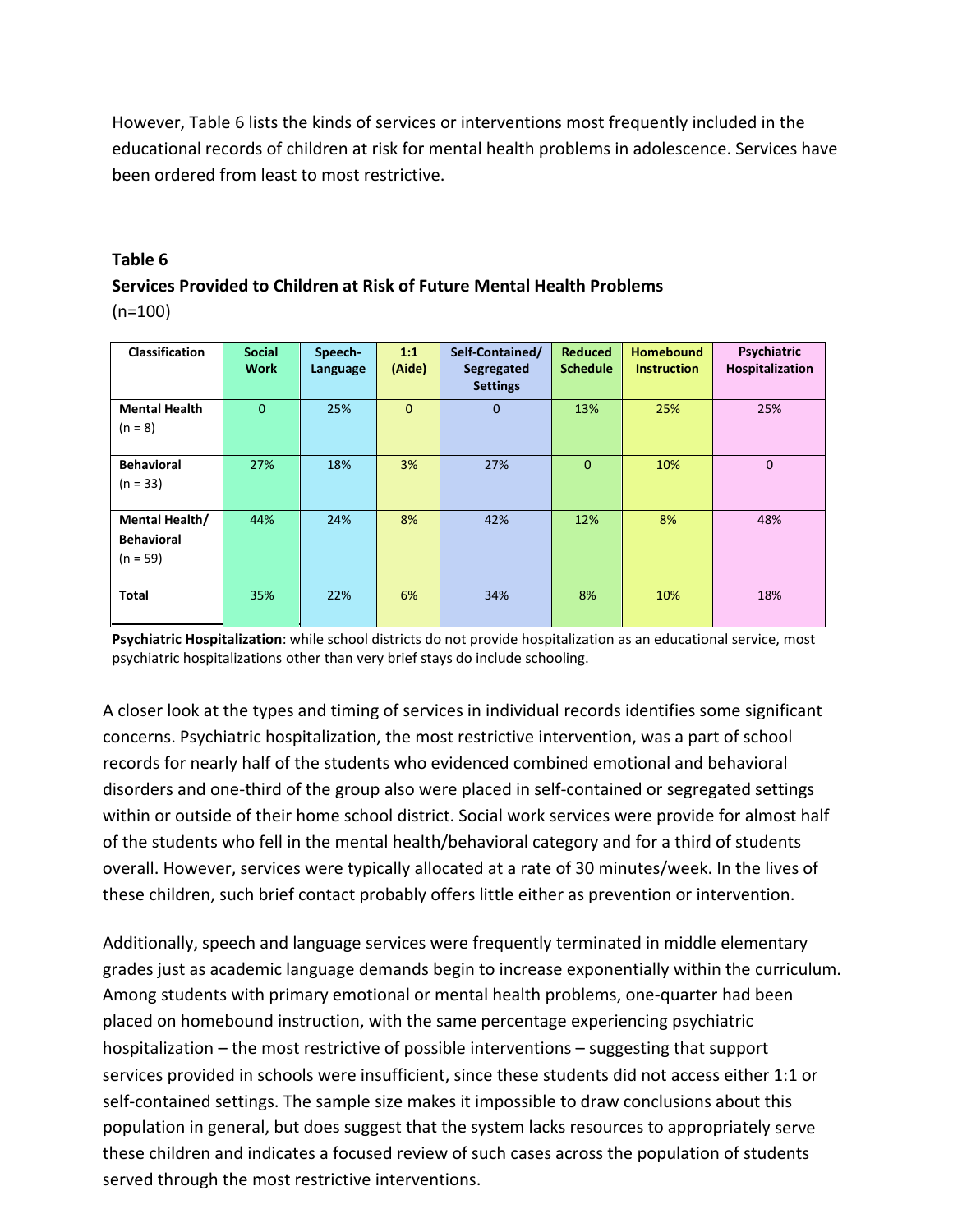However, Table 6 lists the kinds of services or interventions most frequently included in the educational records of children at risk for mental health problems in adolescence. Services have been ordered from least to most restrictive.

**Table 6**

**Services Provided to Children at Risk of Future Mental Health Problems**

(n=100)

| Classification | Social Work | Speech-Language | 1:1 (Aide) | Self-Contained/ Segregated Settings | Reduced Schedule | Homebound Instruction | Psychiatric Hospitalization |
|---|---|---|---|---|---|---|---|
| **Mental Health** (n = 8) | 0 | 25% | 0 | 0 | 13% | 25% | 25% |
| **Behavioral** (n = 33) | 27% | 18% | 3% | 27% | 0 | 10% | 0 |
| **Mental Health/ Behavioral** (n = 59) | 44% | 24% | 8% | 42% | 12% | 8% | 48% |
| **Total** | 35% | 22% | 6% | 34% | 8% | 10% | 18% |

**Psychiatric Hospitalization**: while school districts do not provide hospitalization as an educational service, most psychiatric hospitalizations other than very brief stays do include schooling.

A closer look at the types and timing of services in individual records identifies some significant concerns. Psychiatric hospitalization, the most restrictive intervention, was a part of school records for nearly half of the students who evidenced combined emotional and behavioral disorders and one-third of the group also were placed in self-contained or segregated settings within or outside of their home school district. Social work services were provide for almost half of the students who fell in the mental health/behavioral category and for a third of students overall. However, services were typically allocated at a rate of 30 minutes/week. In the lives of these children, such brief contact probably offers little either as prevention or intervention.

Additionally, speech and language services were frequently terminated in middle elementary grades just as academic language demands begin to increase exponentially within the curriculum. Among students with primary emotional or mental health problems, one-quarter had been placed on homebound instruction, with the same percentage experiencing psychiatric hospitalization – the most restrictive of possible interventions – suggesting that support services provided in schools were insufficient, since these students did not access either 1:1 or self-contained settings. The sample size makes it impossible to draw conclusions about this population in general, but does suggest that the system lacks resources to appropriately serve these children and indicates a focused review of such cases across the population of students served through the most restrictive interventions.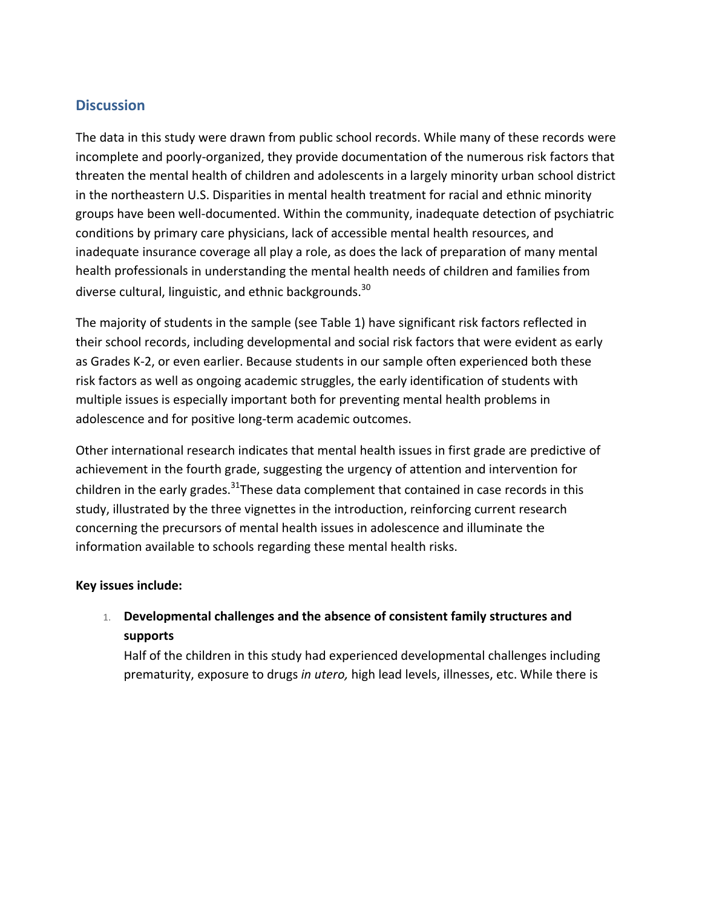## Discussion

The data in this study were drawn from public school records. While many of these records were incomplete and poorly-organized, they provide documentation of the numerous risk factors that threaten the mental health of children and adolescents in a largely minority urban school district in the northeastern U.S. Disparities in mental health treatment for racial and ethnic minority groups have been well-documented. Within the community, inadequate detection of psychiatric conditions by primary care physicians, lack of accessible mental health resources, and inadequate insurance coverage all play a role, as does the lack of preparation of many mental health professionals in understanding the mental health needs of children and families from diverse cultural, linguistic, and ethnic backgrounds.[30]

The majority of students in the sample (see Table 1) have significant risk factors reflected in their school records, including developmental and social risk factors that were evident as early as Grades K-2, or even earlier. Because students in our sample often experienced both these risk factors as well as ongoing academic struggles, the early identification of students with multiple issues is especially important both for preventing mental health problems in adolescence and for positive long-term academic outcomes.

Other international research indicates that mental health issues in first grade are predictive of achievement in the fourth grade, suggesting the urgency of attention and intervention for children in the early grades.[31]These data complement that contained in case records in this study, illustrated by the three vignettes in the introduction, reinforcing current research concerning the precursors of mental health issues in adolescence and illuminate the information available to schools regarding these mental health risks.

**Key issues include:**

1. **Developmental challenges and the absence of consistent family structures and supports**
   Half of the children in this study had experienced developmental challenges including prematurity, exposure to drugs *in utero,* high lead levels, illnesses, etc. While there is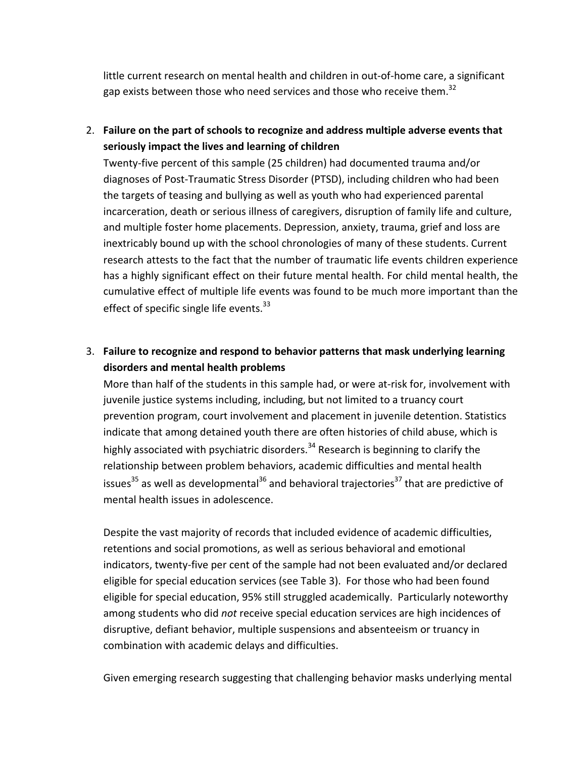little current research on mental health and children in out-of-home care, a significant gap exists between those who need services and those who receive them.[32]

2. **Failure on the part of schools to recognize and address multiple adverse events that seriously impact the lives and learning of children**

   Twenty-five percent of this sample (25 children) had documented trauma and/or diagnoses of Post-Traumatic Stress Disorder (PTSD), including children who had been the targets of teasing and bullying as well as youth who had experienced parental incarceration, death or serious illness of caregivers, disruption of family life and culture, and multiple foster home placements. Depression, anxiety, trauma, grief and loss are inextricably bound up with the school chronologies of many of these students. Current research attests to the fact that the number of traumatic life events children experience has a highly significant effect on their future mental health. For child mental health, the cumulative effect of multiple life events was found to be much more important than the effect of specific single life events.[33]

3. **Failure to recognize and respond to behavior patterns that mask underlying learning disorders and mental health problems**

   More than half of the students in this sample had, or were at-risk for, involvement with juvenile justice systems including, including, but not limited to a truancy court prevention program, court involvement and placement in juvenile detention. Statistics indicate that among detained youth there are often histories of child abuse, which is highly associated with psychiatric disorders.[34] Research is beginning to clarify the relationship between problem behaviors, academic difficulties and mental health issues[35] as well as developmental[36] and behavioral trajectories[37] that are predictive of mental health issues in adolescence.

   Despite the vast majority of records that included evidence of academic difficulties, retentions and social promotions, as well as serious behavioral and emotional indicators, twenty-five per cent of the sample had not been evaluated and/or declared eligible for special education services (see Table 3). For those who had been found eligible for special education, 95% still struggled academically. Particularly noteworthy among students who did *not* receive special education services are high incidences of disruptive, defiant behavior, multiple suspensions and absenteeism or truancy in combination with academic delays and difficulties.

   Given emerging research suggesting that challenging behavior masks underlying mental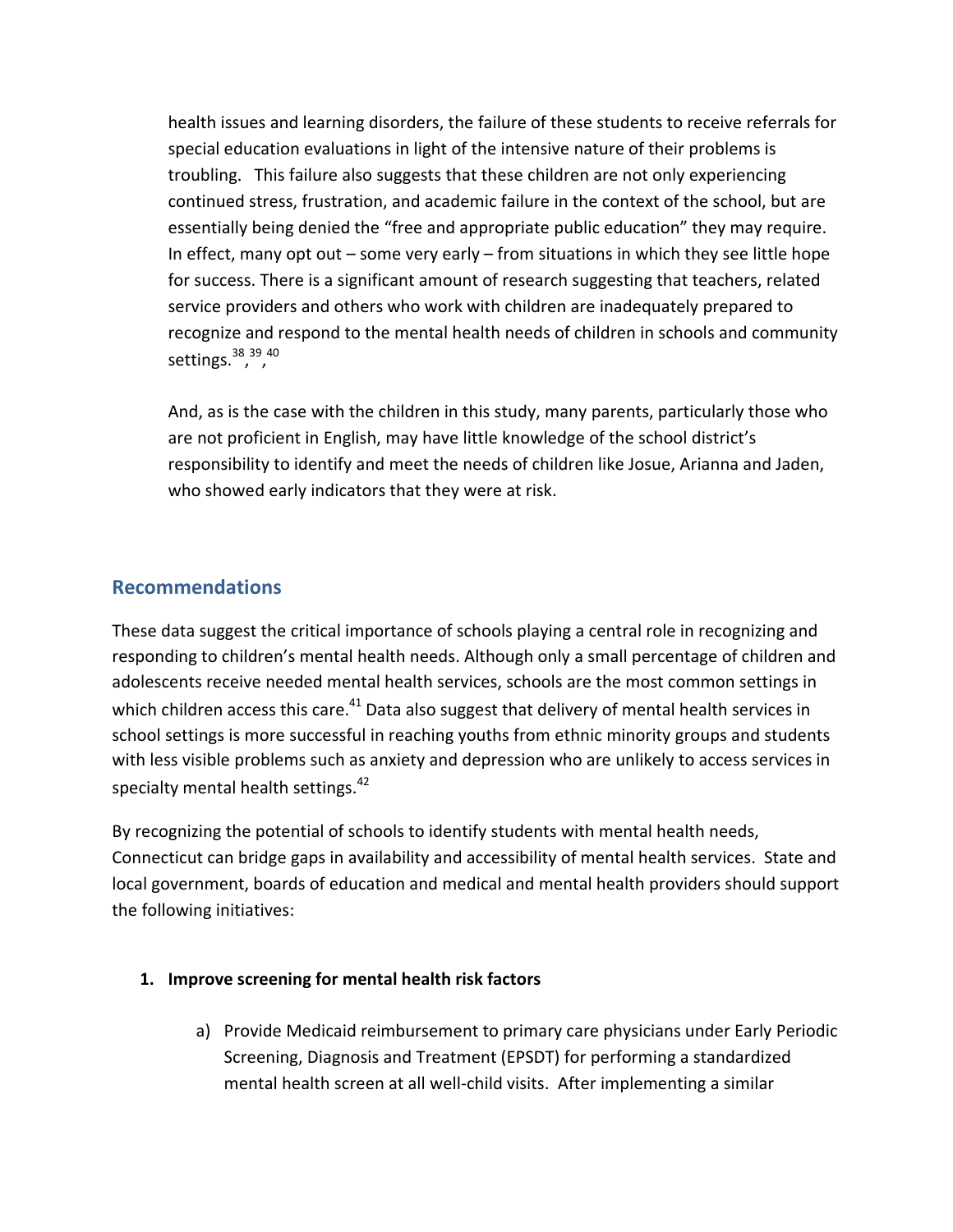health issues and learning disorders, the failure of these students to receive referrals for special education evaluations in light of the intensive nature of their problems is troubling. This failure also suggests that these children are not only experiencing continued stress, frustration, and academic failure in the context of the school, but are essentially being denied the "free and appropriate public education" they may require. In effect, many opt out – some very early – from situations in which they see little hope for success. There is a significant amount of research suggesting that teachers, related service providers and others who work with children are inadequately prepared to recognize and respond to the mental health needs of children in schools and community settings.[38,39,40]

And, as is the case with the children in this study, many parents, particularly those who are not proficient in English, may have little knowledge of the school district's responsibility to identify and meet the needs of children like Josue, Arianna and Jaden, who showed early indicators that they were at risk.

## Recommendations

These data suggest the critical importance of schools playing a central role in recognizing and responding to children's mental health needs. Although only a small percentage of children and adolescents receive needed mental health services, schools are the most common settings in which children access this care.[41] Data also suggest that delivery of mental health services in school settings is more successful in reaching youths from ethnic minority groups and students with less visible problems such as anxiety and depression who are unlikely to access services in specialty mental health settings.[42]

By recognizing the potential of schools to identify students with mental health needs, Connecticut can bridge gaps in availability and accessibility of mental health services. State and local government, boards of education and medical and mental health providers should support the following initiatives:

1. **Improve screening for mental health risk factors**

   a) Provide Medicaid reimbursement to primary care physicians under Early Periodic Screening, Diagnosis and Treatment (EPSDT) for performing a standardized mental health screen at all well-child visits. After implementing a similar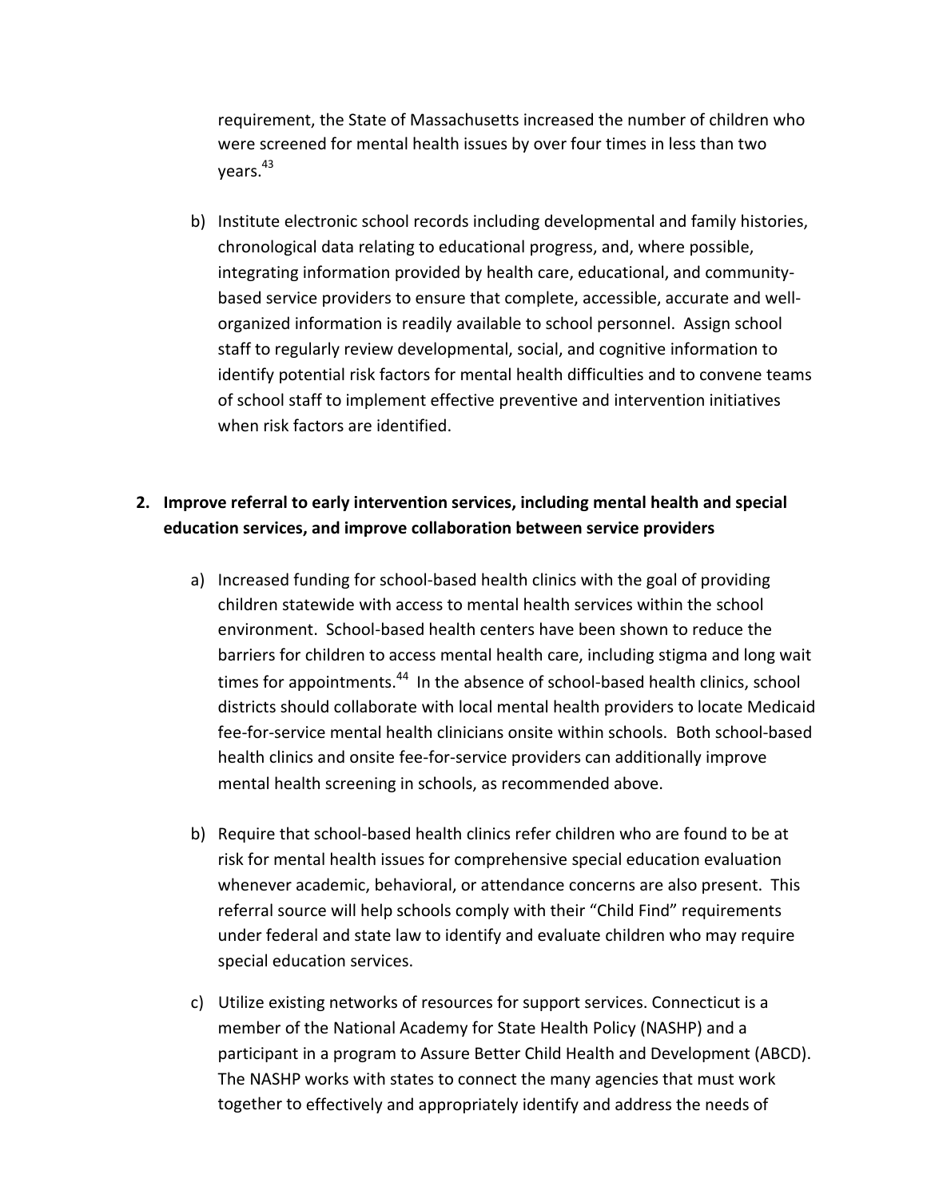requirement, the State of Massachusetts increased the number of children who were screened for mental health issues by over four times in less than two years.[43]

b) Institute electronic school records including developmental and family histories, chronological data relating to educational progress, and, where possible, integrating information provided by health care, educational, and community-based service providers to ensure that complete, accessible, accurate and well-organized information is readily available to school personnel. Assign school staff to regularly review developmental, social, and cognitive information to identify potential risk factors for mental health difficulties and to convene teams of school staff to implement effective preventive and intervention initiatives when risk factors are identified.

**2. Improve referral to early intervention services, including mental health and special education services, and improve collaboration between service providers**

a) Increased funding for school-based health clinics with the goal of providing children statewide with access to mental health services within the school environment. School-based health centers have been shown to reduce the barriers for children to access mental health care, including stigma and long wait times for appointments.[44] In the absence of school-based health clinics, school districts should collaborate with local mental health providers to locate Medicaid fee-for-service mental health clinicians onsite within schools. Both school-based health clinics and onsite fee-for-service providers can additionally improve mental health screening in schools, as recommended above.

b) Require that school-based health clinics refer children who are found to be at risk for mental health issues for comprehensive special education evaluation whenever academic, behavioral, or attendance concerns are also present. This referral source will help schools comply with their "Child Find" requirements under federal and state law to identify and evaluate children who may require special education services.

c) Utilize existing networks of resources for support services. Connecticut is a member of the National Academy for State Health Policy (NASHP) and a participant in a program to Assure Better Child Health and Development (ABCD). The NASHP works with states to connect the many agencies that must work together to effectively and appropriately identify and address the needs of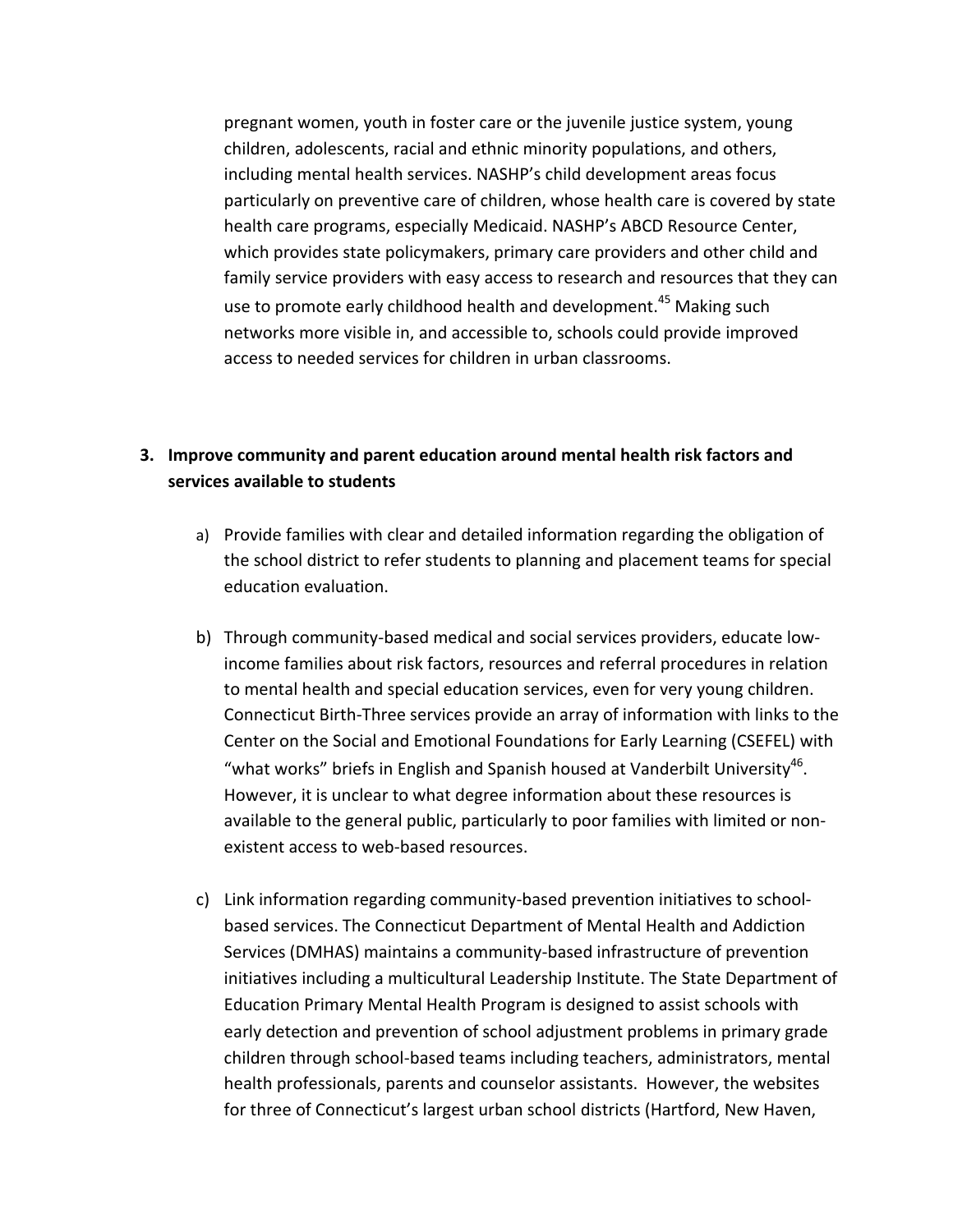pregnant women, youth in foster care or the juvenile justice system, young children, adolescents, racial and ethnic minority populations, and others, including mental health services. NASHP's child development areas focus particularly on preventive care of children, whose health care is covered by state health care programs, especially Medicaid. NASHP's ABCD Resource Center, which provides state policymakers, primary care providers and other child and family service providers with easy access to research and resources that they can use to promote early childhood health and development.[45] Making such networks more visible in, and accessible to, schools could provide improved access to needed services for children in urban classrooms.

**3. Improve community and parent education around mental health risk factors and services available to students**

a) Provide families with clear and detailed information regarding the obligation of the school district to refer students to planning and placement teams for special education evaluation.

b) Through community-based medical and social services providers, educate low-income families about risk factors, resources and referral procedures in relation to mental health and special education services, even for very young children. Connecticut Birth-Three services provide an array of information with links to the Center on the Social and Emotional Foundations for Early Learning (CSEFEL) with "what works" briefs in English and Spanish housed at Vanderbilt University[46]. However, it is unclear to what degree information about these resources is available to the general public, particularly to poor families with limited or non-existent access to web-based resources.

c) Link information regarding community-based prevention initiatives to school-based services. The Connecticut Department of Mental Health and Addiction Services (DMHAS) maintains a community-based infrastructure of prevention initiatives including a multicultural Leadership Institute. The State Department of Education Primary Mental Health Program is designed to assist schools with early detection and prevention of school adjustment problems in primary grade children through school-based teams including teachers, administrators, mental health professionals, parents and counselor assistants. However, the websites for three of Connecticut's largest urban school districts (Hartford, New Haven,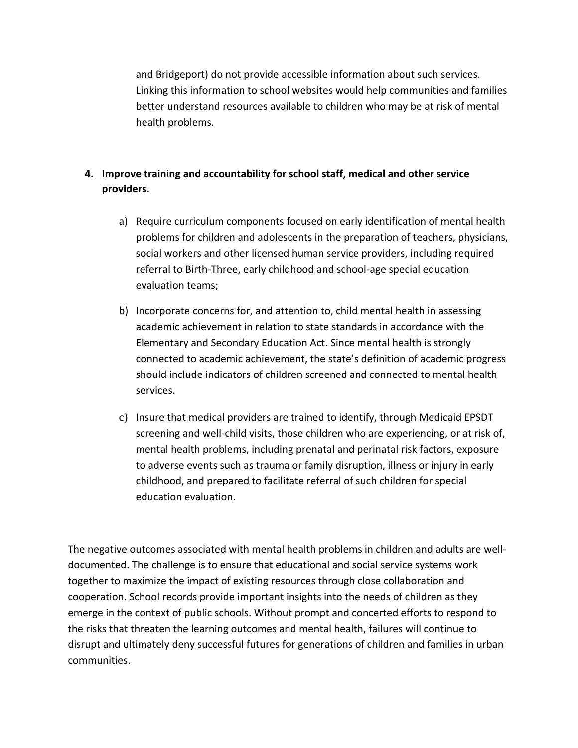and Bridgeport) do not provide accessible information about such services. Linking this information to school websites would help communities and families better understand resources available to children who may be at risk of mental health problems.

4. **Improve training and accountability for school staff, medical and other service providers.**

    a) Require curriculum components focused on early identification of mental health problems for children and adolescents in the preparation of teachers, physicians, social workers and other licensed human service providers, including required referral to Birth-Three, early childhood and school-age special education evaluation teams;

    b) Incorporate concerns for, and attention to, child mental health in assessing academic achievement in relation to state standards in accordance with the Elementary and Secondary Education Act. Since mental health is strongly connected to academic achievement, the state's definition of academic progress should include indicators of children screened and connected to mental health services.

    c) Insure that medical providers are trained to identify, through Medicaid EPSDT screening and well-child visits, those children who are experiencing, or at risk of, mental health problems, including prenatal and perinatal risk factors, exposure to adverse events such as trauma or family disruption, illness or injury in early childhood, and prepared to facilitate referral of such children for special education evaluation.

The negative outcomes associated with mental health problems in children and adults are well-documented. The challenge is to ensure that educational and social service systems work together to maximize the impact of existing resources through close collaboration and cooperation. School records provide important insights into the needs of children as they emerge in the context of public schools. Without prompt and concerted efforts to respond to the risks that threaten the learning outcomes and mental health, failures will continue to disrupt and ultimately deny successful futures for generations of children and families in urban communities.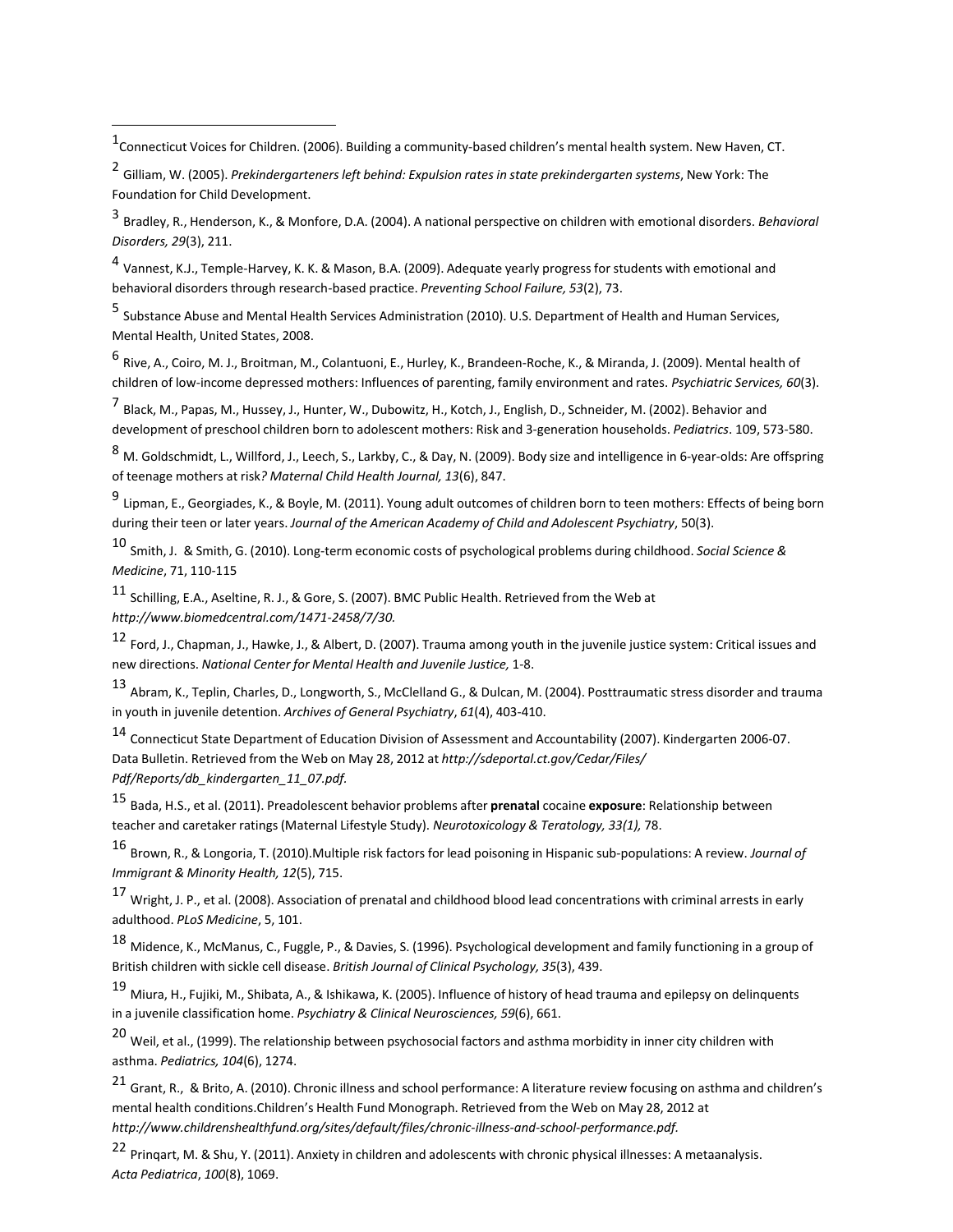[1]Connecticut Voices for Children. (2006). Building a community-based children's mental health system. New Haven, CT.

[2] Gilliam, W. (2005). *Prekindergarteners left behind: Expulsion rates in state prekindergarten systems*, New York: The Foundation for Child Development.

[3] Bradley, R., Henderson, K., & Monfore, D.A. (2004). A national perspective on children with emotional disorders. *Behavioral Disorders, 29*(3), 211.

[4] Vannest, K.J., Temple-Harvey, K. K. & Mason, B.A. (2009). Adequate yearly progress for students with emotional and behavioral disorders through research-based practice. *Preventing School Failure, 53*(2), 73.

[5] Substance Abuse and Mental Health Services Administration (2010). U.S. Department of Health and Human Services, Mental Health, United States, 2008.

[6] Rive, A., Coiro, M. J., Broitman, M., Colantuoni, E., Hurley, K., Brandeen-Roche, K., & Miranda, J. (2009). Mental health of children of low-income depressed mothers: Influences of parenting, family environment and rates. *Psychiatric Services, 60*(3).

[7] Black, M., Papas, M., Hussey, J., Hunter, W., Dubowitz, H., Kotch, J., English, D., Schneider, M. (2002). Behavior and development of preschool children born to adolescent mothers: Risk and 3-generation households. *Pediatrics*. 109, 573-580.

[8] M. Goldschmidt, L., Willford, J., Leech, S., Larkby, C., & Day, N. (2009). Body size and intelligence in 6-year-olds: Are offspring of teenage mothers at risk*? Maternal Child Health Journal, 13*(6), 847.

[9] Lipman, E., Georgiades, K., & Boyle, M. (2011). Young adult outcomes of children born to teen mothers: Effects of being born during their teen or later years. *Journal of the American Academy of Child and Adolescent Psychiatry*, 50(3).

[10] Smith, J. & Smith, G. (2010). Long-term economic costs of psychological problems during childhood. *Social Science & Medicine*, 71, 110-115

[11] Schilling, E.A., Aseltine, R. J., & Gore, S. (2007). BMC Public Health. Retrieved from the Web at *http://www.biomedcentral.com/1471-2458/7/30.*

[12] Ford, J., Chapman, J., Hawke, J., & Albert, D. (2007). Trauma among youth in the juvenile justice system: Critical issues and new directions. *National Center for Mental Health and Juvenile Justice,* 1-8.

[13] Abram, K., Teplin, Charles, D., Longworth, S., McClelland G., & Dulcan, M. (2004). Posttraumatic stress disorder and trauma in youth in juvenile detention. *Archives of General Psychiatry*, *61*(4), 403-410.

[14] Connecticut State Department of Education Division of Assessment and Accountability (2007). Kindergarten 2006-07. Data Bulletin. Retrieved from the Web on May 28, 2012 at *http://sdeportal.ct.gov/Cedar/Files/ Pdf/Reports/db_kindergarten_11_07.pdf.*

[15] Bada, H.S., et al. (2011). Preadolescent behavior problems after **prenatal** cocaine **exposure**: Relationship between teacher and caretaker ratings (Maternal Lifestyle Study). *Neurotoxicology & Teratology, 33(1),* 78.

[16] Brown, R., & Longoria, T. (2010).Multiple risk factors for lead poisoning in Hispanic sub-populations: A review. *Journal of Immigrant & Minority Health, 12*(5), 715.

[17] Wright, J. P., et al. (2008). Association of prenatal and childhood blood lead concentrations with criminal arrests in early adulthood. *PLoS Medicine*, 5, 101.

[18] Midence, K., McManus, C., Fuggle, P., & Davies, S. (1996). Psychological development and family functioning in a group of British children with sickle cell disease. *British Journal of Clinical Psychology, 35*(3), 439.

[19] Miura, H., Fujiki, M., Shibata, A., & Ishikawa, K. (2005). Influence of history of head trauma and epilepsy on delinquents in a juvenile classification home. *Psychiatry & Clinical Neurosciences, 59*(6), 661.

[20] Weil, et al., (1999). The relationship between psychosocial factors and asthma morbidity in inner city children with asthma. *Pediatrics, 104*(6), 1274.

[21] Grant, R., & Brito, A. (2010). Chronic illness and school performance: A literature review focusing on asthma and children's mental health conditions.Children's Health Fund Monograph. Retrieved from the Web on May 28, 2012 at *http://www.childrenshealthfund.org/sites/default/files/chronic-illness-and-school-performance.pdf.*

[22] Prinqart, M. & Shu, Y. (2011). Anxiety in children and adolescents with chronic physical illnesses: A metaanalysis. *Acta Pediatrica*, *100*(8), 1069.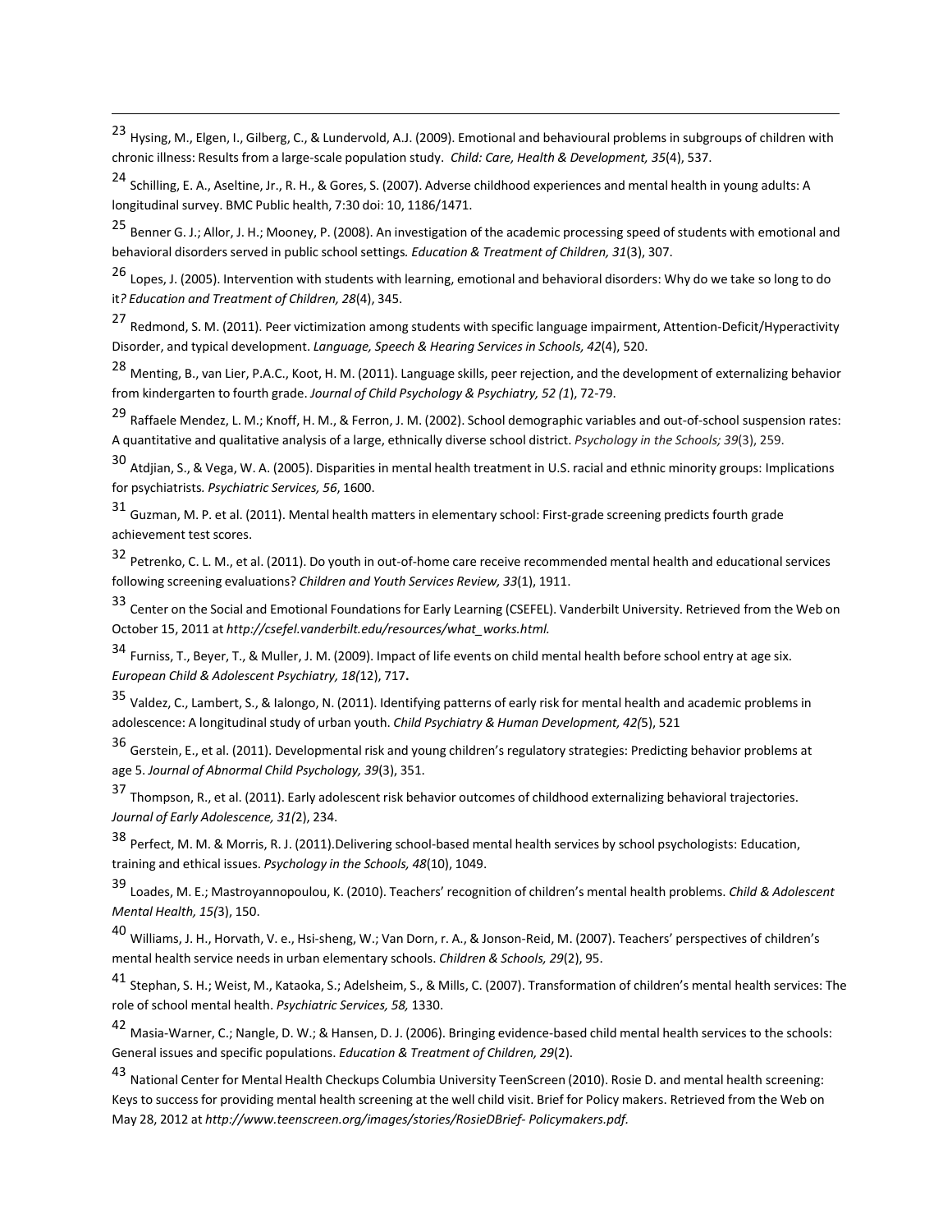[23] Hysing, M., Elgen, I., Gilberg, C., & Lundervold, A.J. (2009). Emotional and behavioural problems in subgroups of children with chronic illness: Results from a large-scale population study. *Child: Care, Health & Development, 35*(4), 537.

[24] Schilling, E. A., Aseltine, Jr., R. H., & Gores, S. (2007). Adverse childhood experiences and mental health in young adults: A longitudinal survey. BMC Public health, 7:30 doi: 10, 1186/1471.

[25] Benner G. J.; Allor, J. H.; Mooney, P. (2008). An investigation of the academic processing speed of students with emotional and behavioral disorders served in public school settings. *Education & Treatment of Children, 31*(3), 307.

[26] Lopes, J. (2005). Intervention with students with learning, emotional and behavioral disorders: Why do we take so long to do it*? Education and Treatment of Children, 28*(4), 345.

[27] Redmond, S. M. (2011). Peer victimization among students with specific language impairment, Attention-Deficit/Hyperactivity Disorder, and typical development. *Language, Speech & Hearing Services in Schools, 42*(4), 520.

[28] Menting, B., van Lier, P.A.C., Koot, H. M. (2011). Language skills, peer rejection, and the development of externalizing behavior from kindergarten to fourth grade. *Journal of Child Psychology & Psychiatry, 52 (1*), 72-79.

[29] Raffaele Mendez, L. M.; Knoff, H. M., & Ferron, J. M. (2002). School demographic variables and out-of-school suspension rates: A quantitative and qualitative analysis of a large, ethnically diverse school district. *Psychology in the Schools; 39*(3), 259.

[30] Atdjian, S., & Vega, W. A. (2005). Disparities in mental health treatment in U.S. racial and ethnic minority groups: Implications for psychiatrists. *Psychiatric Services, 56*, 1600.

[31] Guzman, M. P. et al. (2011). Mental health matters in elementary school: First-grade screening predicts fourth grade achievement test scores.

[32] Petrenko, C. L. M., et al. (2011). Do youth in out-of-home care receive recommended mental health and educational services following screening evaluations? *Children and Youth Services Review, 33*(1), 1911.

[33] Center on the Social and Emotional Foundations for Early Learning (CSEFEL). Vanderbilt University. Retrieved from the Web on October 15, 2011 at *http://csefel.vanderbilt.edu/resources/what_works.html.*

[34] Furniss, T., Beyer, T., & Muller, J. M. (2009). Impact of life events on child mental health before school entry at age six. *European Child & Adolescent Psychiatry, 18(*12), 717**.**

[35] Valdez, C., Lambert, S., & Ialongo, N. (2011). Identifying patterns of early risk for mental health and academic problems in adolescence: A longitudinal study of urban youth. *Child Psychiatry & Human Development, 42(*5), 521

[36] Gerstein, E., et al. (2011). Developmental risk and young children's regulatory strategies: Predicting behavior problems at age 5. *Journal of Abnormal Child Psychology, 39*(3), 351.

[37] Thompson, R., et al. (2011). Early adolescent risk behavior outcomes of childhood externalizing behavioral trajectories. *Journal of Early Adolescence, 31(*2), 234.

[38] Perfect, M. M. & Morris, R. J. (2011).Delivering school-based mental health services by school psychologists: Education, training and ethical issues. *Psychology in the Schools, 48*(10), 1049.

[39] Loades, M. E.; Mastroyannopoulou, K. (2010). Teachers' recognition of children's mental health problems. *Child & Adolescent Mental Health, 15(*3), 150.

[40] Williams, J. H., Horvath, V. e., Hsi-sheng, W.; Van Dorn, r. A., & Jonson-Reid, M. (2007). Teachers' perspectives of children's mental health service needs in urban elementary schools. *Children & Schools, 29*(2), 95.

[41] Stephan, S. H.; Weist, M., Kataoka, S.; Adelsheim, S., & Mills, C. (2007). Transformation of children's mental health services: The role of school mental health. *Psychiatric Services, 58,* 1330.

[42] Masia-Warner, C.; Nangle, D. W.; & Hansen, D. J. (2006). Bringing evidence-based child mental health services to the schools: General issues and specific populations. *Education & Treatment of Children, 29*(2).

[43] National Center for Mental Health Checkups Columbia University TeenScreen (2010). Rosie D. and mental health screening: Keys to success for providing mental health screening at the well child visit. Brief for Policy makers. Retrieved from the Web on May 28, 2012 at *http://www.teenscreen.org/images/stories/RosieDBrief- Policymakers.pdf.*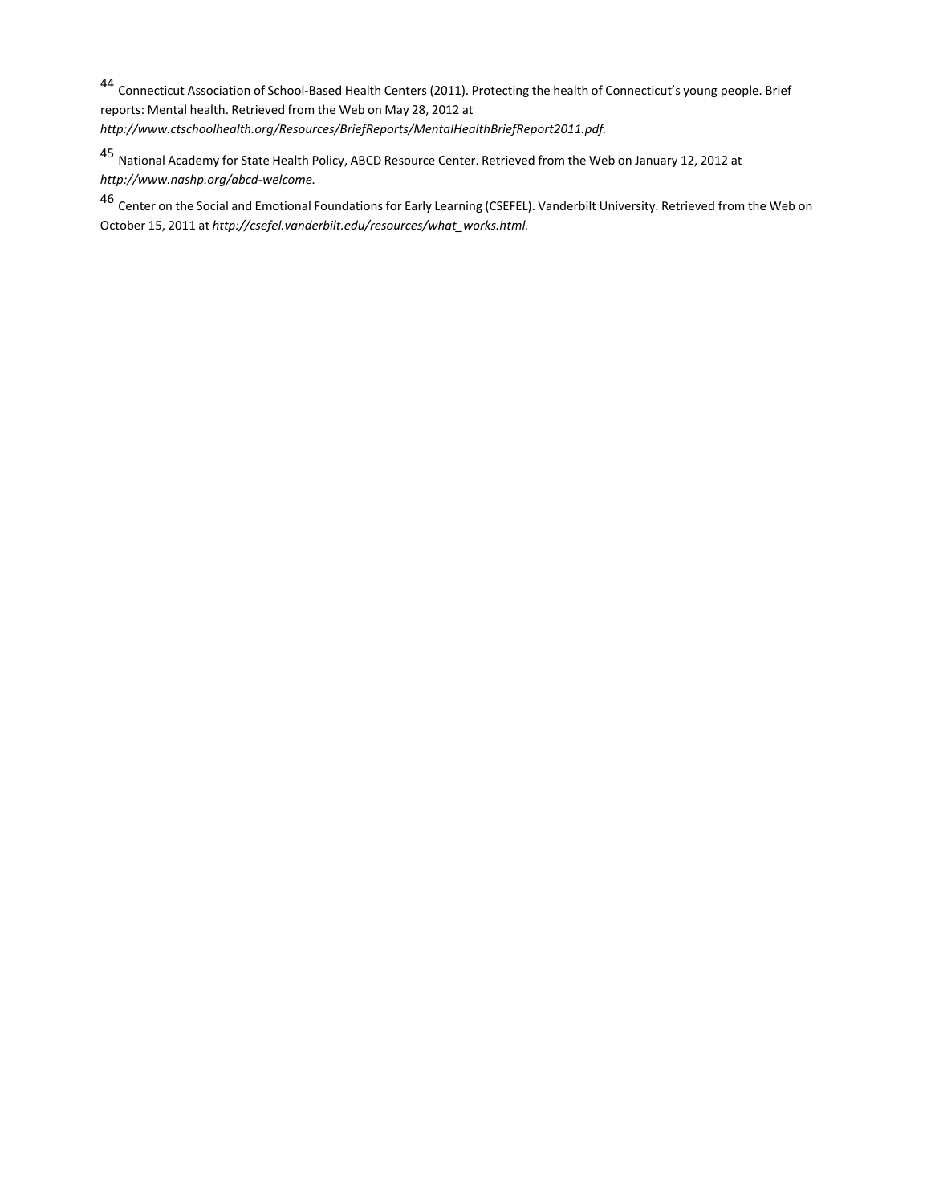[44] Connecticut Association of School-Based Health Centers (2011). Protecting the health of Connecticut's young people. Brief reports: Mental health. Retrieved from the Web on May 28, 2012 at *http://www.ctschoolhealth.org/Resources/BriefReports/MentalHealthBriefReport2011.pdf.*

[45] National Academy for State Health Policy, ABCD Resource Center. Retrieved from the Web on January 12, 2012 at *http://www.nashp.org/abcd-welcome.*

[46] Center on the Social and Emotional Foundations for Early Learning (CSEFEL). Vanderbilt University. Retrieved from the Web on October 15, 2011 at *http://csefel.vanderbilt.edu/resources/what_works.html.*